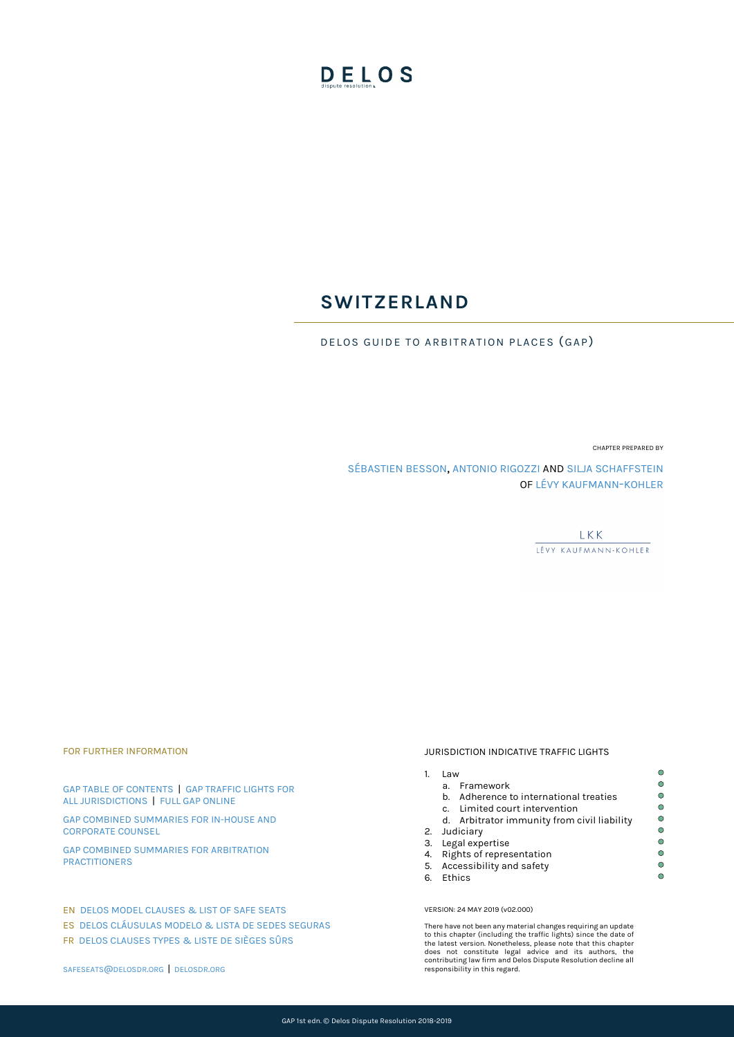DELOS
dispute resolution

# SWITZERLAND

DELOS GUIDE TO ARBITRATION PLACES (GAP)

CHAPTER PREPARED BY

SÉBASTIEN BESSON, ANTONIO RIGOZZI AND SILJA SCHAFFSTEIN
OF LÉVY KAUFMANN-KOHLER

LKK
LÉVY KAUFMANN-KOHLER

FOR FURTHER INFORMATION

GAP TABLE OF CONTENTS | GAP TRAFFIC LIGHTS FOR ALL JURISDICTIONS | FULL GAP ONLINE

GAP COMBINED SUMMARIES FOR IN-HOUSE AND CORPORATE COUNSEL

GAP COMBINED SUMMARIES FOR ARBITRATION PRACTITIONERS

EN DELOS MODEL CLAUSES & LIST OF SAFE SEATS

ES DELOS CLÁUSULAS MODELO & LISTA DE SEDES SEGURAS

FR DELOS CLAUSES TYPES & LISTE DE SIÈGES SÛRS

SAFESEATS@DELOSDR.ORG | DELOSDR.ORG

JURISDICTION INDICATIVE TRAFFIC LIGHTS

1. Law
   a. Framework
   b. Adherence to international treaties
   c. Limited court intervention
   d. Arbitrator immunity from civil liability
2. Judiciary
3. Legal expertise
4. Rights of representation
5. Accessibility and safety
6. Ethics

VERSION: 24 MAY 2019 (v02.000)

There have not been any material changes requiring an update to this chapter (including the traffic lights) since the date of the latest version. Nonetheless, please note that this chapter does not constitute legal advice and its authors, the contributing law firm and Delos Dispute Resolution decline all responsibility in this regard.

GAP 1st edn. © Delos Dispute Resolution 2018-2019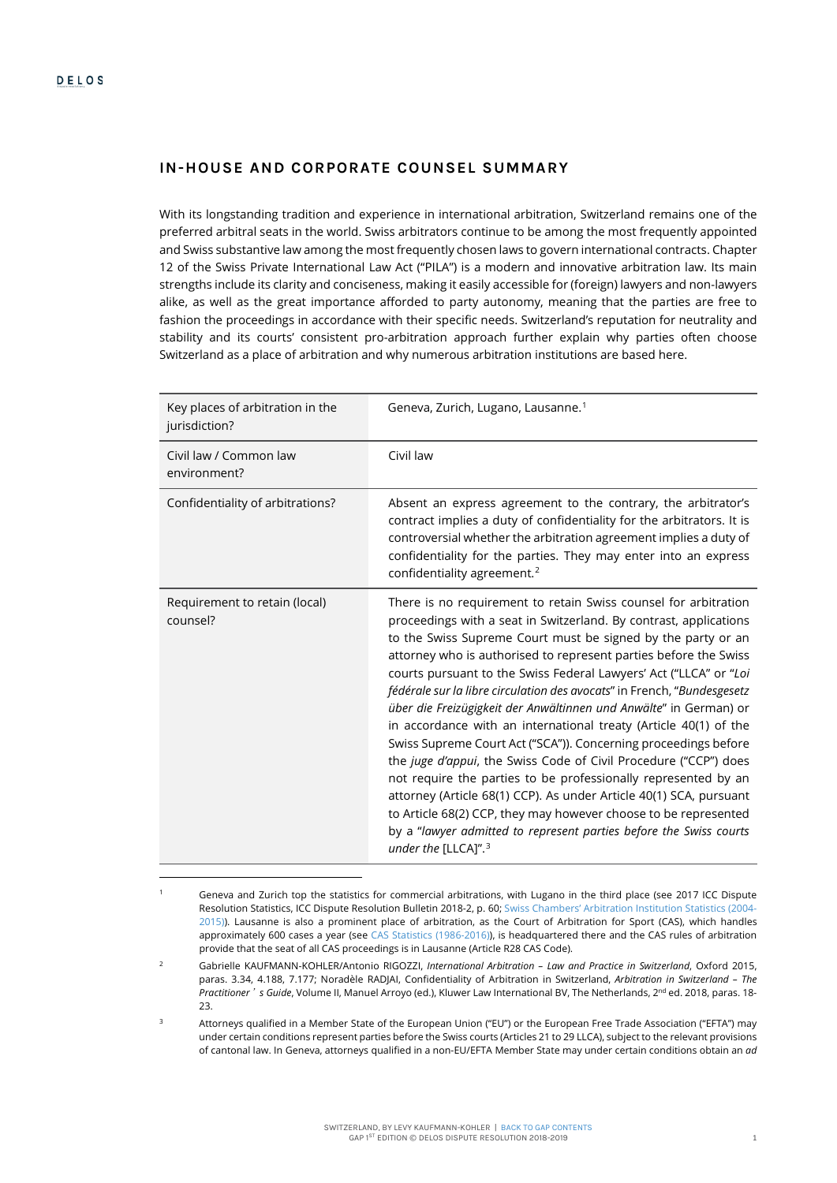## IN-HOUSE AND CORPORATE COUNSEL SUMMARY

With its longstanding tradition and experience in international arbitration, Switzerland remains one of the preferred arbitral seats in the world. Swiss arbitrators continue to be among the most frequently appointed and Swiss substantive law among the most frequently chosen laws to govern international contracts. Chapter 12 of the Swiss Private International Law Act ("PILA") is a modern and innovative arbitration law. Its main strengths include its clarity and conciseness, making it easily accessible for (foreign) lawyers and non-lawyers alike, as well as the great importance afforded to party autonomy, meaning that the parties are free to fashion the proceedings in accordance with their specific needs. Switzerland's reputation for neutrality and stability and its courts' consistent pro-arbitration approach further explain why parties often choose Switzerland as a place of arbitration and why numerous arbitration institutions are based here.

| | |
|---|---|
| Key places of arbitration in the jurisdiction? | Geneva, Zurich, Lugano, Lausanne.[1] |
| Civil law / Common law environment? | Civil law |
| Confidentiality of arbitrations? | Absent an express agreement to the contrary, the arbitrator's contract implies a duty of confidentiality for the arbitrators. It is controversial whether the arbitration agreement implies a duty of confidentiality for the parties. They may enter into an express confidentiality agreement.[2] |
| Requirement to retain (local) counsel? | There is no requirement to retain Swiss counsel for arbitration proceedings with a seat in Switzerland. By contrast, applications to the Swiss Supreme Court must be signed by the party or an attorney who is authorised to represent parties before the Swiss courts pursuant to the Swiss Federal Lawyers' Act ("LLCA" or "*Loi fédérale sur la libre circulation des avocats*" in French, "*Bundesgesetz über die Freizügigkeit der Anwältinnen und Anwälte*" in German) or in accordance with an international treaty (Article 40(1) of the Swiss Supreme Court Act ("SCA")). Concerning proceedings before the *juge d'appui*, the Swiss Code of Civil Procedure ("CCP") does not require the parties to be professionally represented by an attorney (Article 68(1) CCP). As under Article 40(1) SCA, pursuant to Article 68(2) CCP, they may however choose to be represented by a "*lawyer admitted to represent parties before the Swiss courts under the* [LLCA]".[3] |

[1] Geneva and Zurich top the statistics for commercial arbitrations, with Lugano in the third place (see 2017 ICC Dispute Resolution Statistics, ICC Dispute Resolution Bulletin 2018-2, p. 60; Swiss Chambers' Arbitration Institution Statistics (2004-2015)). Lausanne is also a prominent place of arbitration, as the Court of Arbitration for Sport (CAS), which handles approximately 600 cases a year (see CAS Statistics (1986-2016)), is headquartered there and the CAS rules of arbitration provide that the seat of all CAS proceedings is in Lausanne (Article R28 CAS Code).

[2] Gabrielle KAUFMANN-KOHLER/Antonio RIGOZZI, *International Arbitration – Law and Practice in Switzerland*, Oxford 2015, paras. 3.34, 4.188, 7.177; Noradèle RADJAI, Confidentiality of Arbitration in Switzerland, *Arbitration in Switzerland – The Practitioner's Guide*, Volume II, Manuel Arroyo (ed.), Kluwer Law International BV, The Netherlands, 2nd ed. 2018, paras. 18-23.

[3] Attorneys qualified in a Member State of the European Union ("EU") or the European Free Trade Association ("EFTA") may under certain conditions represent parties before the Swiss courts (Articles 21 to 29 LLCA), subject to the relevant provisions of cantonal law. In Geneva, attorneys qualified in a non-EU/EFTA Member State may under certain conditions obtain an *ad*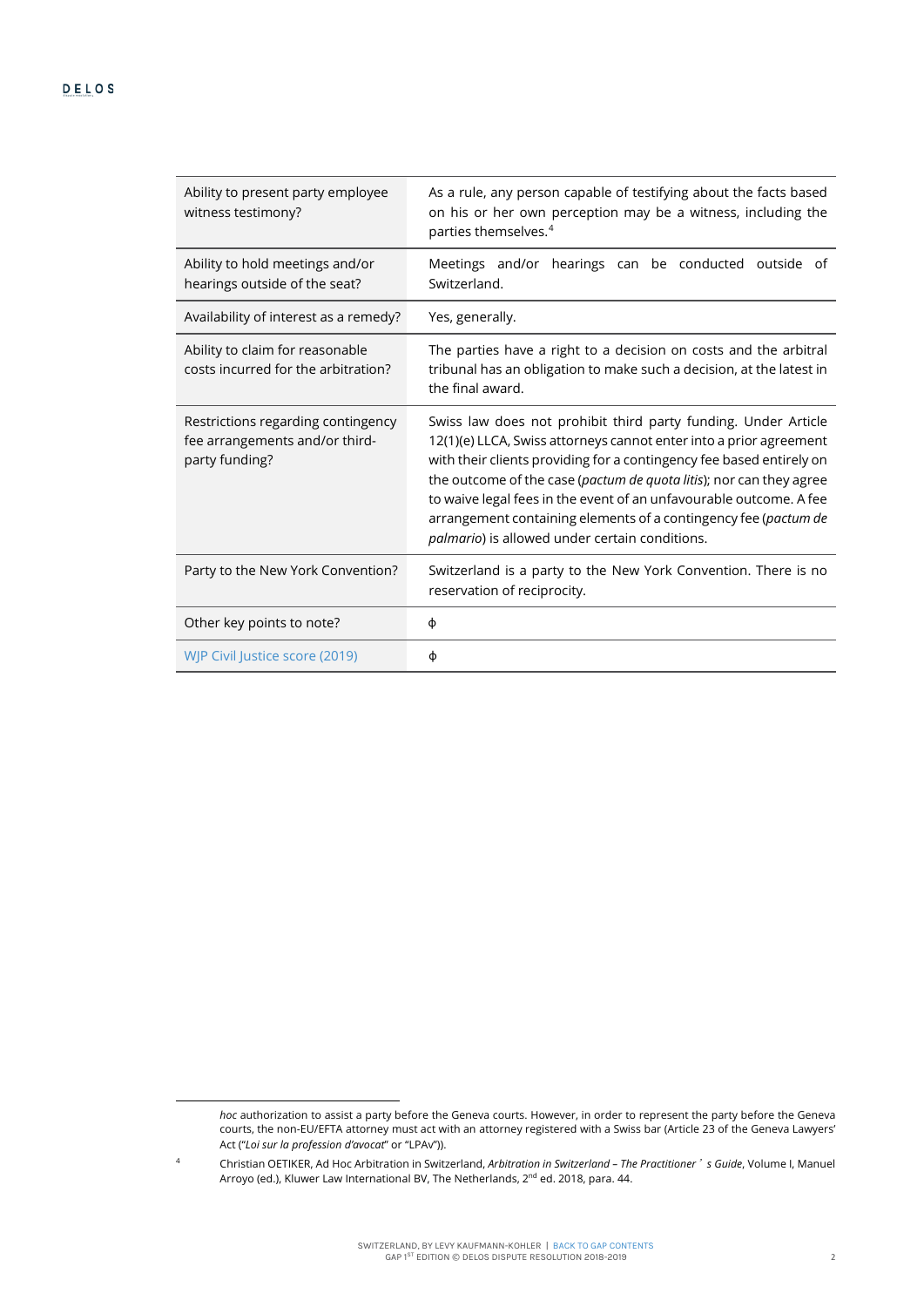| | |
|---|---|
| Ability to present party employee witness testimony? | As a rule, any person capable of testifying about the facts based on his or her own perception may be a witness, including the parties themselves.[4] |
| Ability to hold meetings and/or hearings outside of the seat? | Meetings and/or hearings can be conducted outside of Switzerland. |
| Availability of interest as a remedy? | Yes, generally. |
| Ability to claim for reasonable costs incurred for the arbitration? | The parties have a right to a decision on costs and the arbitral tribunal has an obligation to make such a decision, at the latest in the final award. |
| Restrictions regarding contingency fee arrangements and/or third-party funding? | Swiss law does not prohibit third party funding. Under Article 12(1)(e) LLCA, Swiss attorneys cannot enter into a prior agreement with their clients providing for a contingency fee based entirely on the outcome of the case (*pactum de quota litis*); nor can they agree to waive legal fees in the event of an unfavourable outcome. A fee arrangement containing elements of a contingency fee (*pactum de palmario*) is allowed under certain conditions. |
| Party to the New York Convention? | Switzerland is a party to the New York Convention. There is no reservation of reciprocity. |
| Other key points to note? | ϕ |
| WJP Civil Justice score (2019) | ϕ |

*hoc* authorization to assist a party before the Geneva courts. However, in order to represent the party before the Geneva courts, the non-EU/EFTA attorney must act with an attorney registered with a Swiss bar (Article 23 of the Geneva Lawyers' Act ("*Loi sur la profession d'avocat*" or "LPAv")).

[4] Christian OETIKER, Ad Hoc Arbitration in Switzerland, *Arbitration in Switzerland – The Practitioner's Guide*, Volume I, Manuel Arroyo (ed.), Kluwer Law International BV, The Netherlands, 2nd ed. 2018, para. 44.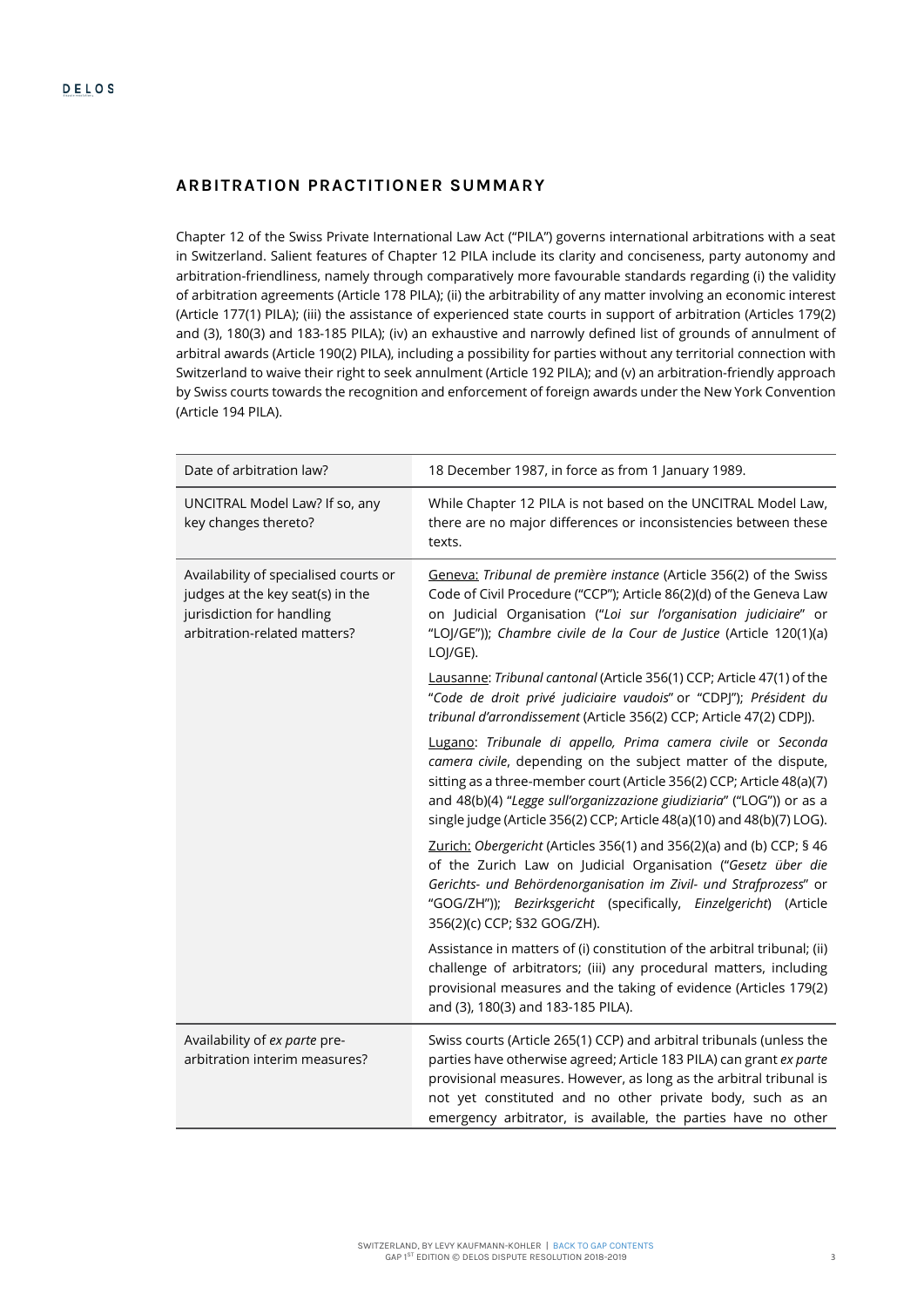## ARBITRATION PRACTITIONER SUMMARY

Chapter 12 of the Swiss Private International Law Act ("PILA") governs international arbitrations with a seat in Switzerland. Salient features of Chapter 12 PILA include its clarity and conciseness, party autonomy and arbitration-friendliness, namely through comparatively more favourable standards regarding (i) the validity of arbitration agreements (Article 178 PILA); (ii) the arbitrability of any matter involving an economic interest (Article 177(1) PILA); (iii) the assistance of experienced state courts in support of arbitration (Articles 179(2) and (3), 180(3) and 183-185 PILA); (iv) an exhaustive and narrowly defined list of grounds of annulment of arbitral awards (Article 190(2) PILA), including a possibility for parties without any territorial connection with Switzerland to waive their right to seek annulment (Article 192 PILA); and (v) an arbitration-friendly approach by Swiss courts towards the recognition and enforcement of foreign awards under the New York Convention (Article 194 PILA).

| | |
|---|---|
| Date of arbitration law? | 18 December 1987, in force as from 1 January 1989. |
| UNCITRAL Model Law? If so, any key changes thereto? | While Chapter 12 PILA is not based on the UNCITRAL Model Law, there are no major differences or inconsistencies between these texts. |
| Availability of specialised courts or judges at the key seat(s) in the jurisdiction for handling arbitration-related matters? | Geneva: *Tribunal de première instance* (Article 356(2) of the Swiss Code of Civil Procedure ("CCP"); Article 86(2)(d) of the Geneva Law on Judicial Organisation ("*Loi sur l'organisation judiciaire*" or "LOJ/GE")); *Chambre civile de la Cour de Justice* (Article 120(1)(a) LOJ/GE).<br><br>Lausanne: *Tribunal cantonal* (Article 356(1) CCP; Article 47(1) of the "*Code de droit privé judiciaire vaudois*" or "CDPJ"); *Président du tribunal d'arrondissement* (Article 356(2) CCP; Article 47(2) CDPJ).<br><br>Lugano: *Tribunale di appello, Prima camera civile* or *Seconda camera civile*, depending on the subject matter of the dispute, sitting as a three-member court (Article 356(2) CCP; Article 48(a)(7) and 48(b)(4) "*Legge sull'organizzazione giudiziaria*" ("LOG")) or as a single judge (Article 356(2) CCP; Article 48(a)(10) and 48(b)(7) LOG).<br><br>Zurich: *Obergericht* (Articles 356(1) and 356(2)(a) and (b) CCP; § 46 of the Zurich Law on Judicial Organisation ("*Gesetz über die Gerichts- und Behördenorganisation im Zivil- und Strafprozess*" or "GOG/ZH")); *Bezirksgericht* (specifically, *Einzelgericht*) (Article 356(2)(c) CCP; §32 GOG/ZH).<br><br>Assistance in matters of (i) constitution of the arbitral tribunal; (ii) challenge of arbitrators; (iii) any procedural matters, including provisional measures and the taking of evidence (Articles 179(2) and (3), 180(3) and 183-185 PILA). |
| Availability of *ex parte* pre-arbitration interim measures? | Swiss courts (Article 265(1) CCP) and arbitral tribunals (unless the parties have otherwise agreed; Article 183 PILA) can grant *ex parte* provisional measures. However, as long as the arbitral tribunal is not yet constituted and no other private body, such as an emergency arbitrator, is available, the parties have no other |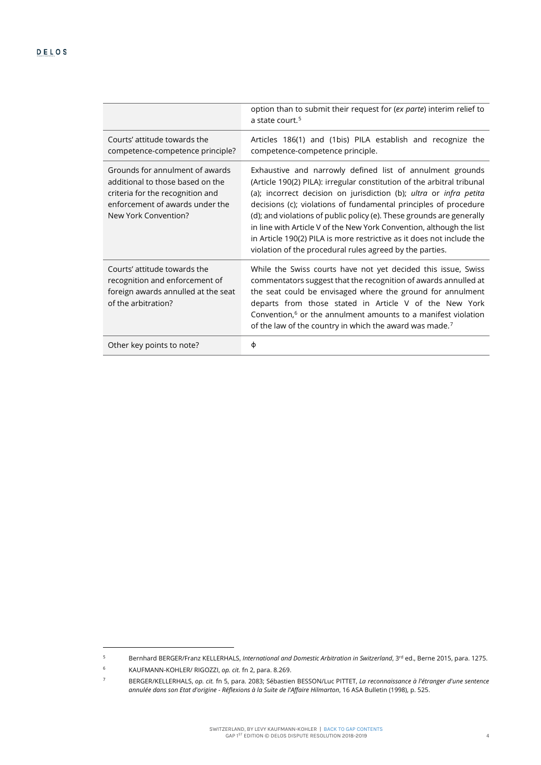| | |
|---|---|
| | option than to submit their request for (*ex parte*) interim relief to a state court.[5] |
| Courts' attitude towards the competence-competence principle? | Articles 186(1) and (1bis) PILA establish and recognize the competence-competence principle. |
| Grounds for annulment of awards additional to those based on the criteria for the recognition and enforcement of awards under the New York Convention? | Exhaustive and narrowly defined list of annulment grounds (Article 190(2) PILA): irregular constitution of the arbitral tribunal (a); incorrect decision on jurisdiction (b); *ultra* or *infra petita* decisions (c); violations of fundamental principles of procedure (d); and violations of public policy (e). These grounds are generally in line with Article V of the New York Convention, although the list in Article 190(2) PILA is more restrictive as it does not include the violation of the procedural rules agreed by the parties. |
| Courts' attitude towards the recognition and enforcement of foreign awards annulled at the seat of the arbitration? | While the Swiss courts have not yet decided this issue, Swiss commentators suggest that the recognition of awards annulled at the seat could be envisaged where the ground for annulment departs from those stated in Article V of the New York Convention,[6] or the annulment amounts to a manifest violation of the law of the country in which the award was made.[7] |
| Other key points to note? | ɸ |

[5] Bernhard BERGER/Franz KELLERHALS, *International and Domestic Arbitration in Switzerland*, 3rd ed., Berne 2015, para. 1275.

[6] KAUFMANN-KOHLER/ RIGOZZI, *op. cit.* fn 2, para. 8.269.

[7] BERGER/KELLERHALS, *op. cit.* fn 5, para. 2083; Sébastien BESSON/Luc PITTET, *La reconnaissance à l'étranger d'une sentence annulée dans son Etat d'origine - Réflexions à la Suite de l'Affaire Hilmarton*, 16 ASA Bulletin (1998), p. 525.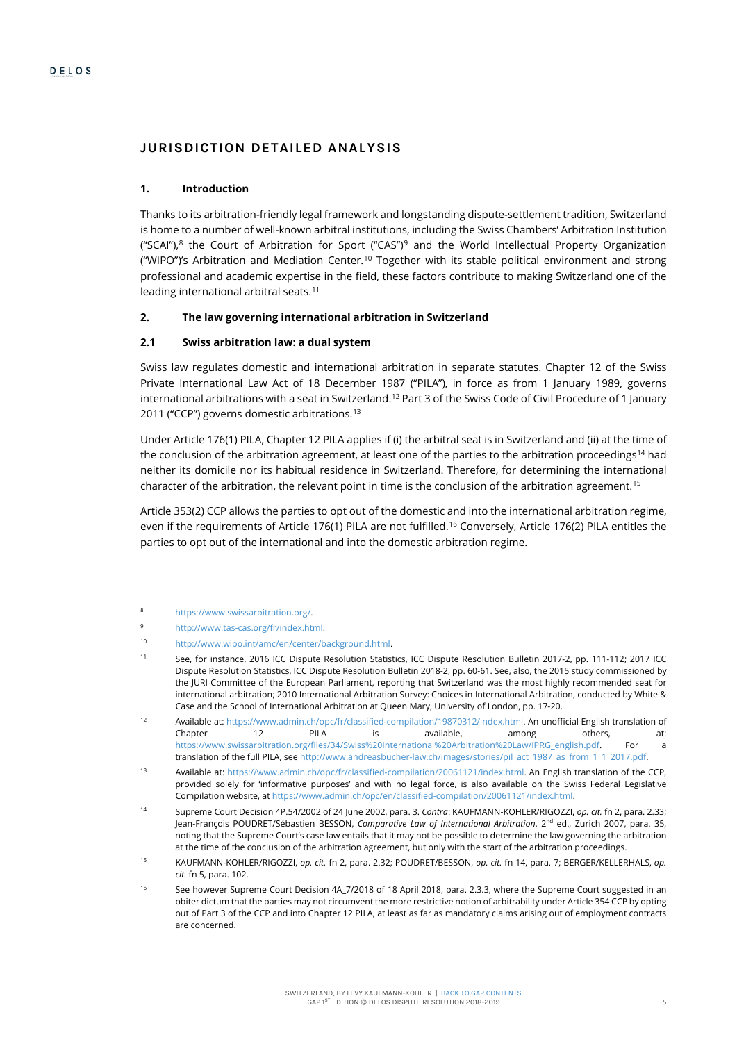## JURISDICTION DETAILED ANALYSIS

### 1. Introduction

Thanks to its arbitration-friendly legal framework and longstanding dispute-settlement tradition, Switzerland is home to a number of well-known arbitral institutions, including the Swiss Chambers' Arbitration Institution ("SCAI"),[8] the Court of Arbitration for Sport ("CAS")[9] and the World Intellectual Property Organization ("WIPO")'s Arbitration and Mediation Center.[10] Together with its stable political environment and strong professional and academic expertise in the field, these factors contribute to making Switzerland one of the leading international arbitral seats.[11]

### 2. The law governing international arbitration in Switzerland

#### 2.1 Swiss arbitration law: a dual system

Swiss law regulates domestic and international arbitration in separate statutes. Chapter 12 of the Swiss Private International Law Act of 18 December 1987 ("PILA"), in force as from 1 January 1989, governs international arbitrations with a seat in Switzerland.[12] Part 3 of the Swiss Code of Civil Procedure of 1 January 2011 ("CCP") governs domestic arbitrations.[13]

Under Article 176(1) PILA, Chapter 12 PILA applies if (i) the arbitral seat is in Switzerland and (ii) at the time of the conclusion of the arbitration agreement, at least one of the parties to the arbitration proceedings[14] had neither its domicile nor its habitual residence in Switzerland. Therefore, for determining the international character of the arbitration, the relevant point in time is the conclusion of the arbitration agreement.[15]

Article 353(2) CCP allows the parties to opt out of the domestic and into the international arbitration regime, even if the requirements of Article 176(1) PILA are not fulfilled.[16] Conversely, Article 176(2) PILA entitles the parties to opt out of the international and into the domestic arbitration regime.

---

[8] https://www.swissarbitration.org/.

[9] http://www.tas-cas.org/fr/index.html.

[10] http://www.wipo.int/amc/en/center/background.html.

[11] See, for instance, 2016 ICC Dispute Resolution Statistics, ICC Dispute Resolution Bulletin 2017-2, pp. 111-112; 2017 ICC Dispute Resolution Statistics, ICC Dispute Resolution Bulletin 2018-2, pp. 60-61. See, also, the 2015 study commissioned by the JURI Committee of the European Parliament, reporting that Switzerland was the most highly recommended seat for international arbitration; 2010 International Arbitration Survey: Choices in International Arbitration, conducted by White & Case and the School of International Arbitration at Queen Mary, University of London, pp. 17-20.

[12] Available at: https://www.admin.ch/opc/fr/classified-compilation/19870312/index.html. An unofficial English translation of Chapter 12 PILA is available, among others, at: https://www.swissarbitration.org/files/34/Swiss%20International%20Arbitration%20Law/IPRG_english.pdf. For a translation of the full PILA, see http://www.andreasbucher-law.ch/images/stories/pil_act_1987_as_from_1_1_2017.pdf.

[13] Available at: https://www.admin.ch/opc/fr/classified-compilation/20061121/index.html. An English translation of the CCP, provided solely for 'informative purposes' and with no legal force, is also available on the Swiss Federal Legislative Compilation website, at https://www.admin.ch/opc/en/classified-compilation/20061121/index.html.

[14] Supreme Court Decision 4P.54/2002 of 24 June 2002, para. 3. *Contra*: KAUFMANN-KOHLER/RIGOZZI, *op. cit.* fn 2, para. 2.33; Jean-François POUDRET/Sébastien BESSON, *Comparative Law of International Arbitration*, 2nd ed., Zurich 2007, para. 35, noting that the Supreme Court's case law entails that it may not be possible to determine the law governing the arbitration at the time of the conclusion of the arbitration agreement, but only with the start of the arbitration proceedings.

[15] KAUFMANN-KOHLER/RIGOZZI, *op. cit.* fn 2, para. 2.32; POUDRET/BESSON, *op. cit.* fn 14, para. 7; BERGER/KELLERHALS, *op. cit.* fn 5, para. 102.

[16] See however Supreme Court Decision 4A_7/2018 of 18 April 2018, para. 2.3.3, where the Supreme Court suggested in an obiter dictum that the parties may not circumvent the more restrictive notion of arbitrability under Article 354 CCP by opting out of Part 3 of the CCP and into Chapter 12 PILA, at least as far as mandatory claims arising out of employment contracts are concerned.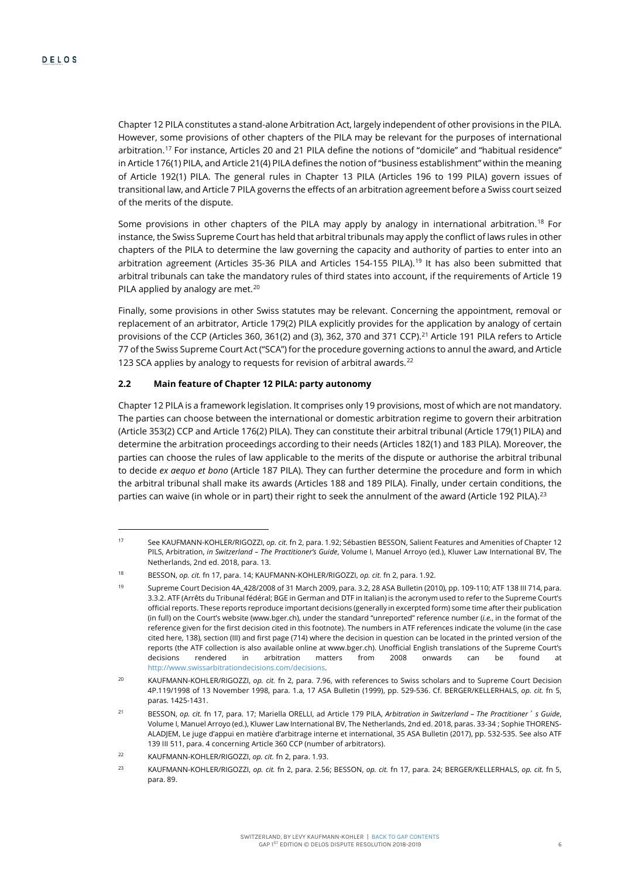Chapter 12 PILA constitutes a stand-alone Arbitration Act, largely independent of other provisions in the PILA. However, some provisions of other chapters of the PILA may be relevant for the purposes of international arbitration.[17] For instance, Articles 20 and 21 PILA define the notions of "domicile" and "habitual residence" in Article 176(1) PILA, and Article 21(4) PILA defines the notion of "business establishment" within the meaning of Article 192(1) PILA. The general rules in Chapter 13 PILA (Articles 196 to 199 PILA) govern issues of transitional law, and Article 7 PILA governs the effects of an arbitration agreement before a Swiss court seized of the merits of the dispute.

Some provisions in other chapters of the PILA may apply by analogy in international arbitration.[18] For instance, the Swiss Supreme Court has held that arbitral tribunals may apply the conflict of laws rules in other chapters of the PILA to determine the law governing the capacity and authority of parties to enter into an arbitration agreement (Articles 35-36 PILA and Articles 154-155 PILA).[19] It has also been submitted that arbitral tribunals can take the mandatory rules of third states into account, if the requirements of Article 19 PILA applied by analogy are met.[20]

Finally, some provisions in other Swiss statutes may be relevant. Concerning the appointment, removal or replacement of an arbitrator, Article 179(2) PILA explicitly provides for the application by analogy of certain provisions of the CCP (Articles 360, 361(2) and (3), 362, 370 and 371 CCP).[21] Article 191 PILA refers to Article 77 of the Swiss Supreme Court Act ("SCA") for the procedure governing actions to annul the award, and Article 123 SCA applies by analogy to requests for revision of arbitral awards.[22]

### 2.2 Main feature of Chapter 12 PILA: party autonomy

Chapter 12 PILA is a framework legislation. It comprises only 19 provisions, most of which are not mandatory. The parties can choose between the international or domestic arbitration regime to govern their arbitration (Article 353(2) CCP and Article 176(2) PILA). They can constitute their arbitral tribunal (Article 179(1) PILA) and determine the arbitration proceedings according to their needs (Articles 182(1) and 183 PILA). Moreover, the parties can choose the rules of law applicable to the merits of the dispute or authorise the arbitral tribunal to decide *ex aequo et bono* (Article 187 PILA). They can further determine the procedure and form in which the arbitral tribunal shall make its awards (Articles 188 and 189 PILA). Finally, under certain conditions, the parties can waive (in whole or in part) their right to seek the annulment of the award (Article 192 PILA).[23]

---

[17] See KAUFMANN-KOHLER/RIGOZZI, *op. cit.* fn 2, para. 1.92; Sébastien BESSON, Salient Features and Amenities of Chapter 12 PILS, Arbitration, *in Switzerland – The Practitioner's Guide*, Volume I, Manuel Arroyo (ed.), Kluwer Law International BV, The Netherlands, 2nd ed. 2018, para. 13.

[18] BESSON, *op. cit.* fn 17, para. 14; KAUFMANN-KOHLER/RIGOZZI, *op. cit.* fn 2, para. 1.92.

[19] Supreme Court Decision 4A_428/2008 of 31 March 2009, para. 3.2, 28 ASA Bulletin (2010), pp. 109-110; ATF 138 III 714, para. 3.3.2. ATF (Arrêts du Tribunal fédéral; BGE in German and DTF in Italian) is the acronym used to refer to the Supreme Court's official reports. These reports reproduce important decisions (generally in excerpted form) some time after their publication (in full) on the Court's website (www.bger.ch), under the standard "unreported" reference number (*i.e.*, in the format of the reference given for the first decision cited in this footnote). The numbers in ATF references indicate the volume (in the case cited here, 138), section (III) and first page (714) where the decision in question can be located in the printed version of the reports (the ATF collection is also available online at www.bger.ch). Unofficial English translations of the Supreme Court's decisions rendered in arbitration matters from 2008 onwards can be found at http://www.swissarbitrationdecisions.com/decisions.

[20] KAUFMANN-KOHLER/RIGOZZI, *op. cit.* fn 2, para. 7.96, with references to Swiss scholars and to Supreme Court Decision 4P.119/1998 of 13 November 1998, para. 1.a, 17 ASA Bulletin (1999), pp. 529-536. Cf. BERGER/KELLERHALS, *op. cit.* fn 5, paras. 1425-1431.

[21] BESSON, *op. cit.* fn 17, para. 17; Mariella ORELLI, ad Article 179 PILA, *Arbitration in Switzerland – The Practitioner's Guide*, Volume I, Manuel Arroyo (ed.), Kluwer Law International BV, The Netherlands, 2nd ed. 2018, paras. 33-34 ; Sophie THORENS-ALADJEM, Le juge d'appui en matière d'arbitrage interne et international, 35 ASA Bulletin (2017), pp. 532-535. See also ATF 139 III 511, para. 4 concerning Article 360 CCP (number of arbitrators).

[22] KAUFMANN-KOHLER/RIGOZZI, *op. cit.* fn 2, para. 1.93.

[23] KAUFMANN-KOHLER/RIGOZZI, *op. cit.* fn 2, para. 2.56; BESSON, *op. cit.* fn 17, para. 24; BERGER/KELLERHALS, *op. cit.* fn 5, para. 89.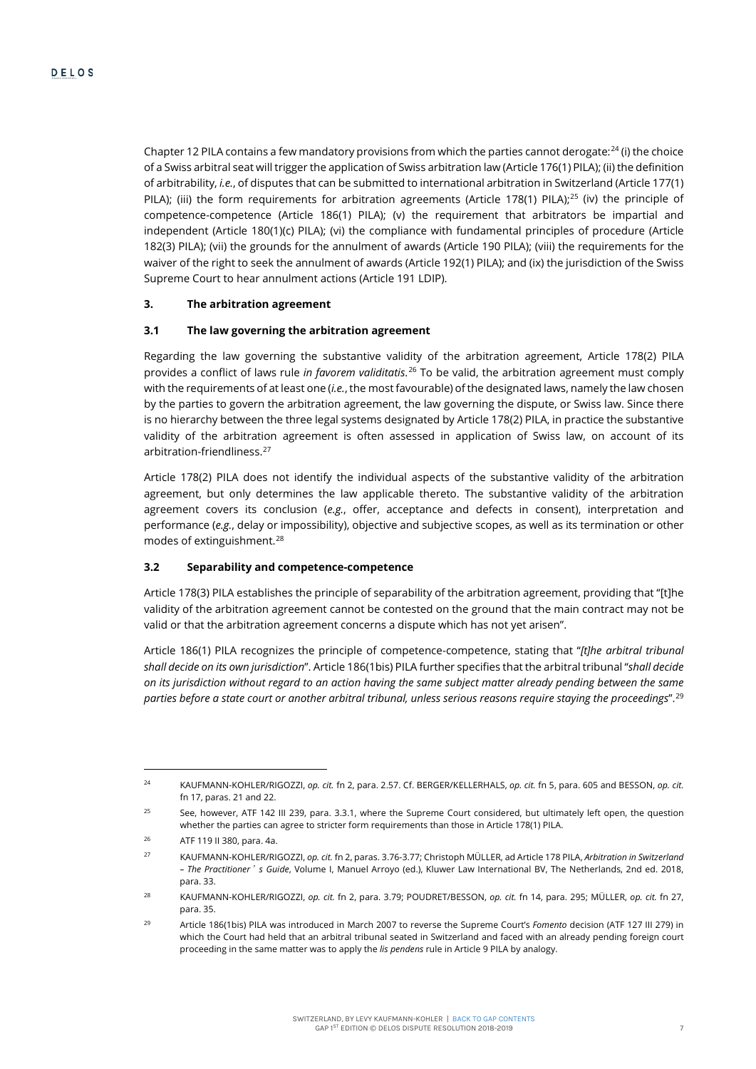Chapter 12 PILA contains a few mandatory provisions from which the parties cannot derogate:[24] (i) the choice of a Swiss arbitral seat will trigger the application of Swiss arbitration law (Article 176(1) PILA); (ii) the definition of arbitrability, *i.e.*, of disputes that can be submitted to international arbitration in Switzerland (Article 177(1) PILA); (iii) the form requirements for arbitration agreements (Article 178(1) PILA);[25] (iv) the principle of competence-competence (Article 186(1) PILA); (v) the requirement that arbitrators be impartial and independent (Article 180(1)(c) PILA); (vi) the compliance with fundamental principles of procedure (Article 182(3) PILA); (vii) the grounds for the annulment of awards (Article 190 PILA); (viii) the requirements for the waiver of the right to seek the annulment of awards (Article 192(1) PILA); and (ix) the jurisdiction of the Swiss Supreme Court to hear annulment actions (Article 191 LDIP).

## 3. The arbitration agreement

### 3.1 The law governing the arbitration agreement

Regarding the law governing the substantive validity of the arbitration agreement, Article 178(2) PILA provides a conflict of laws rule *in favorem validitatis*.[26] To be valid, the arbitration agreement must comply with the requirements of at least one (*i.e.*, the most favourable) of the designated laws, namely the law chosen by the parties to govern the arbitration agreement, the law governing the dispute, or Swiss law. Since there is no hierarchy between the three legal systems designated by Article 178(2) PILA, in practice the substantive validity of the arbitration agreement is often assessed in application of Swiss law, on account of its arbitration-friendliness.[27]

Article 178(2) PILA does not identify the individual aspects of the substantive validity of the arbitration agreement, but only determines the law applicable thereto. The substantive validity of the arbitration agreement covers its conclusion (*e.g.*, offer, acceptance and defects in consent), interpretation and performance (*e.g.*, delay or impossibility), objective and subjective scopes, as well as its termination or other modes of extinguishment.[28]

### 3.2 Separability and competence-competence

Article 178(3) PILA establishes the principle of separability of the arbitration agreement, providing that "[t]he validity of the arbitration agreement cannot be contested on the ground that the main contract may not be valid or that the arbitration agreement concerns a dispute which has not yet arisen".

Article 186(1) PILA recognizes the principle of competence-competence, stating that "*[t]he arbitral tribunal shall decide on its own jurisdiction*". Article 186(1bis) PILA further specifies that the arbitral tribunal "*shall decide on its jurisdiction without regard to an action having the same subject matter already pending between the same parties before a state court or another arbitral tribunal, unless serious reasons require staying the proceedings*".[29]

---

[24] KAUFMANN-KOHLER/RIGOZZI, *op. cit.* fn 2, para. 2.57. Cf. BERGER/KELLERHALS, *op. cit.* fn 5, para. 605 and BESSON, *op. cit.* fn 17, paras. 21 and 22.

[25] See, however, ATF 142 III 239, para. 3.3.1, where the Supreme Court considered, but ultimately left open, the question whether the parties can agree to stricter form requirements than those in Article 178(1) PILA.

[26] ATF 119 II 380, para. 4a.

[27] KAUFMANN-KOHLER/RIGOZZI, *op. cit.* fn 2, paras. 3.76-3.77; Christoph MÜLLER, ad Article 178 PILA, *Arbitration in Switzerland – The Practitioner's Guide*, Volume I, Manuel Arroyo (ed.), Kluwer Law International BV, The Netherlands, 2nd ed. 2018, para. 33.

[28] KAUFMANN-KOHLER/RIGOZZI, *op. cit.* fn 2, para. 3.79; POUDRET/BESSON, *op. cit.* fn 14, para. 295; MÜLLER, *op. cit.* fn 27, para. 35.

[29] Article 186(1bis) PILA was introduced in March 2007 to reverse the Supreme Court's *Fomento* decision (ATF 127 III 279) in which the Court had held that an arbitral tribunal seated in Switzerland and faced with an already pending foreign court proceeding in the same matter was to apply the *lis pendens* rule in Article 9 PILA by analogy.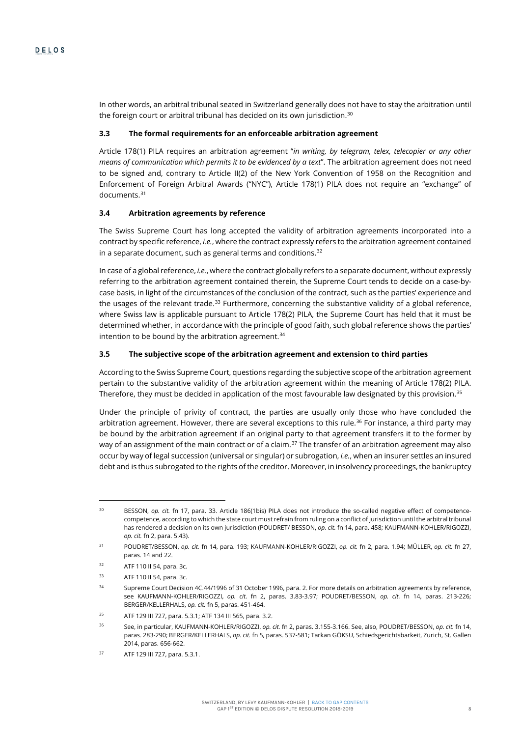In other words, an arbitral tribunal seated in Switzerland generally does not have to stay the arbitration until the foreign court or arbitral tribunal has decided on its own jurisdiction.[30]

### 3.3 The formal requirements for an enforceable arbitration agreement

Article 178(1) PILA requires an arbitration agreement "*in writing, by telegram, telex, telecopier or any other means of communication which permits it to be evidenced by a text*". The arbitration agreement does not need to be signed and, contrary to Article II(2) of the New York Convention of 1958 on the Recognition and Enforcement of Foreign Arbitral Awards ("NYC"), Article 178(1) PILA does not require an "exchange" of documents.[31]

### 3.4 Arbitration agreements by reference

The Swiss Supreme Court has long accepted the validity of arbitration agreements incorporated into a contract by specific reference, *i.e.*, where the contract expressly refers to the arbitration agreement contained in a separate document, such as general terms and conditions.[32]

In case of a global reference, *i.e.*, where the contract globally refers to a separate document, without expressly referring to the arbitration agreement contained therein, the Supreme Court tends to decide on a case-by-case basis, in light of the circumstances of the conclusion of the contract, such as the parties' experience and the usages of the relevant trade.[33] Furthermore, concerning the substantive validity of a global reference, where Swiss law is applicable pursuant to Article 178(2) PILA, the Supreme Court has held that it must be determined whether, in accordance with the principle of good faith, such global reference shows the parties' intention to be bound by the arbitration agreement.[34]

### 3.5 The subjective scope of the arbitration agreement and extension to third parties

According to the Swiss Supreme Court, questions regarding the subjective scope of the arbitration agreement pertain to the substantive validity of the arbitration agreement within the meaning of Article 178(2) PILA. Therefore, they must be decided in application of the most favourable law designated by this provision.[35]

Under the principle of privity of contract, the parties are usually only those who have concluded the arbitration agreement. However, there are several exceptions to this rule.[36] For instance, a third party may be bound by the arbitration agreement if an original party to that agreement transfers it to the former by way of an assignment of the main contract or of a claim.[37] The transfer of an arbitration agreement may also occur by way of legal succession (universal or singular) or subrogation, *i.e.*, when an insurer settles an insured debt and is thus subrogated to the rights of the creditor. Moreover, in insolvency proceedings, the bankruptcy

---

[30] BESSON, *op. cit.* fn 17, para. 33. Article 186(1bis) PILA does not introduce the so-called negative effect of competence-competence, according to which the state court must refrain from ruling on a conflict of jurisdiction until the arbitral tribunal has rendered a decision on its own jurisdiction (POUDRET/ BESSON, *op. cit.* fn 14, para. 458; KAUFMANN-KOHLER/RIGOZZI, *op. cit.* fn 2, para. 5.43).

[31] POUDRET/BESSON, *op. cit.* fn 14, para. 193; KAUFMANN-KOHLER/RIGOZZI, *op. cit.* fn 2, para. 1.94; MÜLLER, *op. cit.* fn 27, paras. 14 and 22.

[32] ATF 110 II 54, para. 3c.

[33] ATF 110 II 54, para. 3c.

[34] Supreme Court Decision 4C.44/1996 of 31 October 1996, para. 2. For more details on arbitration agreements by reference, see KAUFMANN-KOHLER/RIGOZZI, *op. cit.* fn 2, paras. 3.83-3.97; POUDRET/BESSON, *op. cit.* fn 14, paras. 213-226; BERGER/KELLERHALS, *op. cit.* fn 5, paras. 451-464.

[35] ATF 129 III 727, para. 5.3.1; ATF 134 III 565, para. 3.2.

[36] See, in particular, KAUFMANN-KOHLER/RIGOZZI, *op. cit.* fn 2, paras. 3.155-3.166. See, also, POUDRET/BESSON, *op. cit.* fn 14, paras. 283-290; BERGER/KELLERHALS, *op. cit.* fn 5, paras. 537-581; Tarkan GÖKSU, Schiedsgerichtsbarkeit, Zurich, St. Gallen 2014, paras. 656-662.

[37] ATF 129 III 727, para. 5.3.1.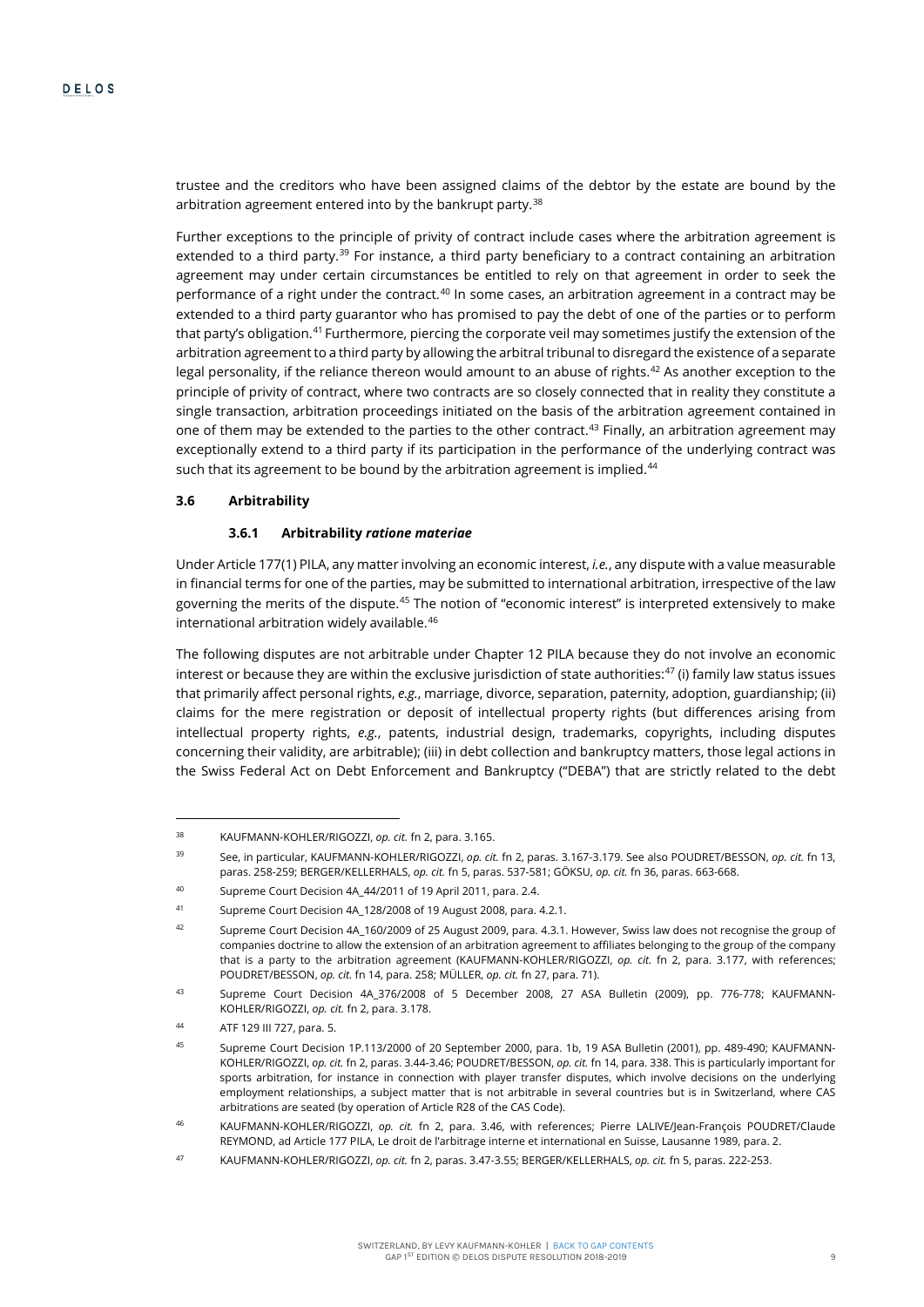trustee and the creditors who have been assigned claims of the debtor by the estate are bound by the arbitration agreement entered into by the bankrupt party.[38]

Further exceptions to the principle of privity of contract include cases where the arbitration agreement is extended to a third party.[39] For instance, a third party beneficiary to a contract containing an arbitration agreement may under certain circumstances be entitled to rely on that agreement in order to seek the performance of a right under the contract.[40] In some cases, an arbitration agreement in a contract may be extended to a third party guarantor who has promised to pay the debt of one of the parties or to perform that party's obligation.[41] Furthermore, piercing the corporate veil may sometimes justify the extension of the arbitration agreement to a third party by allowing the arbitral tribunal to disregard the existence of a separate legal personality, if the reliance thereon would amount to an abuse of rights.[42] As another exception to the principle of privity of contract, where two contracts are so closely connected that in reality they constitute a single transaction, arbitration proceedings initiated on the basis of the arbitration agreement contained in one of them may be extended to the parties to the other contract.[43] Finally, an arbitration agreement may exceptionally extend to a third party if its participation in the performance of the underlying contract was such that its agreement to be bound by the arbitration agreement is implied.[44]

### 3.6 Arbitrability

#### 3.6.1 Arbitrability *ratione materiae*

Under Article 177(1) PILA, any matter involving an economic interest, *i.e.*, any dispute with a value measurable in financial terms for one of the parties, may be submitted to international arbitration, irrespective of the law governing the merits of the dispute.[45] The notion of "economic interest" is interpreted extensively to make international arbitration widely available.[46]

The following disputes are not arbitrable under Chapter 12 PILA because they do not involve an economic interest or because they are within the exclusive jurisdiction of state authorities:[47] (i) family law status issues that primarily affect personal rights, *e.g.*, marriage, divorce, separation, paternity, adoption, guardianship; (ii) claims for the mere registration or deposit of intellectual property rights (but differences arising from intellectual property rights, *e.g.*, patents, industrial design, trademarks, copyrights, including disputes concerning their validity, are arbitrable); (iii) in debt collection and bankruptcy matters, those legal actions in the Swiss Federal Act on Debt Enforcement and Bankruptcy ("DEBA") that are strictly related to the debt

---

[38] KAUFMANN-KOHLER/RIGOZZI, *op. cit.* fn 2, para. 3.165.

[39] See, in particular, KAUFMANN-KOHLER/RIGOZZI, *op. cit.* fn 2, paras. 3.167-3.179. See also POUDRET/BESSON, *op. cit.* fn 13, paras. 258-259; BERGER/KELLERHALS, *op. cit.* fn 5, paras. 537-581; GÖKSU, *op. cit.* fn 36, paras. 663-668.

[40] Supreme Court Decision 4A_44/2011 of 19 April 2011, para. 2.4.

[41] Supreme Court Decision 4A_128/2008 of 19 August 2008, para. 4.2.1.

[42] Supreme Court Decision 4A_160/2009 of 25 August 2009, para. 4.3.1. However, Swiss law does not recognise the group of companies doctrine to allow the extension of an arbitration agreement to affiliates belonging to the group of the company that is a party to the arbitration agreement (KAUFMANN-KOHLER/RIGOZZI, *op. cit.* fn 2, para. 3.177, with references; POUDRET/BESSON, *op. cit.* fn 14, para. 258; MÜLLER, *op. cit.* fn 27, para. 71).

[43] Supreme Court Decision 4A_376/2008 of 5 December 2008, 27 ASA Bulletin (2009), pp. 776-778; KAUFMANN-KOHLER/RIGOZZI, *op. cit.* fn 2, para. 3.178.

[44] ATF 129 III 727, para. 5.

[45] Supreme Court Decision 1P.113/2000 of 20 September 2000, para. 1b, 19 ASA Bulletin (2001), pp. 489-490; KAUFMANN-KOHLER/RIGOZZI, *op. cit.* fn 2, paras. 3.44-3.46; POUDRET/BESSON, *op. cit.* fn 14, para. 338. This is particularly important for sports arbitration, for instance in connection with player transfer disputes, which involve decisions on the underlying employment relationships, a subject matter that is not arbitrable in several countries but is in Switzerland, where CAS arbitrations are seated (by operation of Article R28 of the CAS Code).

[46] KAUFMANN-KOHLER/RIGOZZI, *op. cit.* fn 2, para. 3.46, with references; Pierre LALIVE/Jean-François POUDRET/Claude REYMOND, ad Article 177 PILA, Le droit de l'arbitrage interne et international en Suisse, Lausanne 1989, para. 2.

[47] KAUFMANN-KOHLER/RIGOZZI, *op. cit.* fn 2, paras. 3.47-3.55; BERGER/KELLERHALS, *op. cit.* fn 5, paras. 222-253.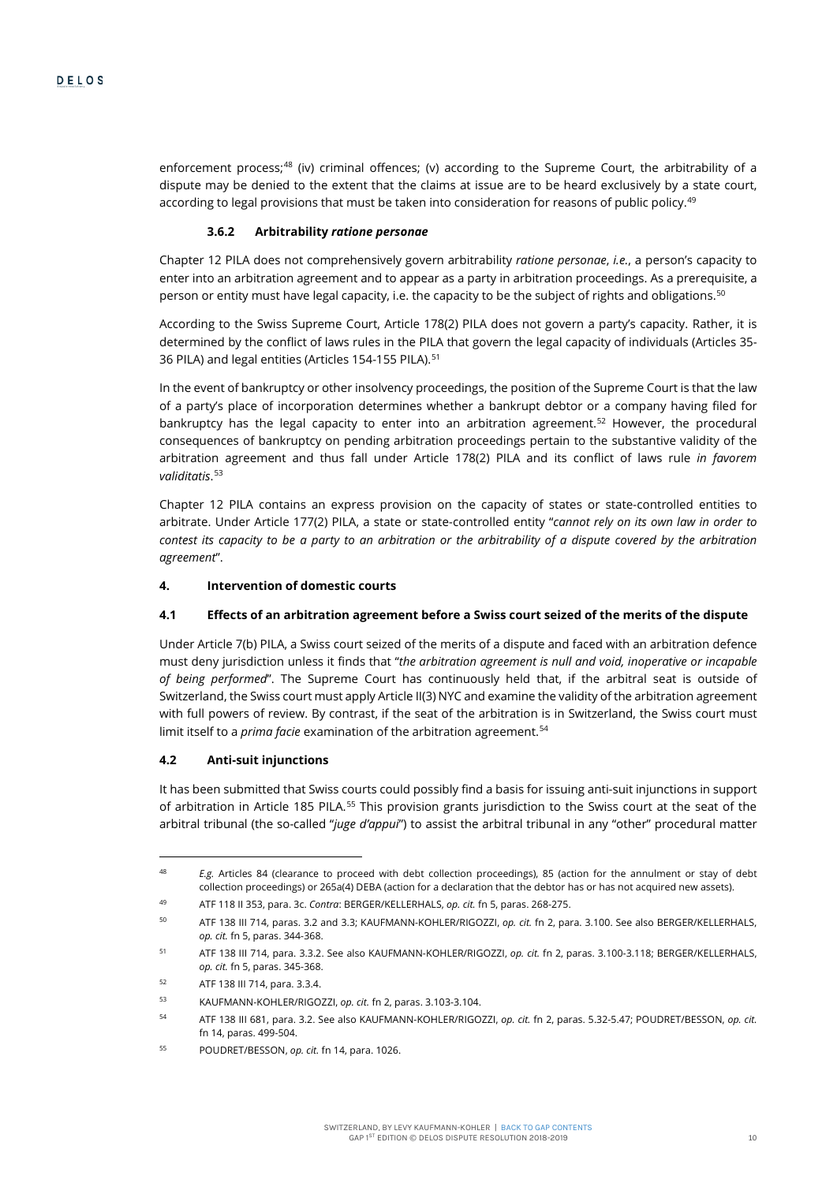enforcement process;[48] (iv) criminal offences; (v) according to the Supreme Court, the arbitrability of a dispute may be denied to the extent that the claims at issue are to be heard exclusively by a state court, according to legal provisions that must be taken into consideration for reasons of public policy.[49]

#### 3.6.2 Arbitrability *ratione personae*

Chapter 12 PILA does not comprehensively govern arbitrability *ratione personae*, *i.e.*, a person's capacity to enter into an arbitration agreement and to appear as a party in arbitration proceedings. As a prerequisite, a person or entity must have legal capacity, i.e. the capacity to be the subject of rights and obligations.[50]

According to the Swiss Supreme Court, Article 178(2) PILA does not govern a party's capacity. Rather, it is determined by the conflict of laws rules in the PILA that govern the legal capacity of individuals (Articles 35-36 PILA) and legal entities (Articles 154-155 PILA).[51]

In the event of bankruptcy or other insolvency proceedings, the position of the Supreme Court is that the law of a party's place of incorporation determines whether a bankrupt debtor or a company having filed for bankruptcy has the legal capacity to enter into an arbitration agreement.[52] However, the procedural consequences of bankruptcy on pending arbitration proceedings pertain to the substantive validity of the arbitration agreement and thus fall under Article 178(2) PILA and its conflict of laws rule *in favorem validitatis*.[53]

Chapter 12 PILA contains an express provision on the capacity of states or state-controlled entities to arbitrate. Under Article 177(2) PILA, a state or state-controlled entity "*cannot rely on its own law in order to contest its capacity to be a party to an arbitration or the arbitrability of a dispute covered by the arbitration agreement*".

## 4. Intervention of domestic courts

### 4.1 Effects of an arbitration agreement before a Swiss court seized of the merits of the dispute

Under Article 7(b) PILA, a Swiss court seized of the merits of a dispute and faced with an arbitration defence must deny jurisdiction unless it finds that "*the arbitration agreement is null and void, inoperative or incapable of being performed*". The Supreme Court has continuously held that, if the arbitral seat is outside of Switzerland, the Swiss court must apply Article II(3) NYC and examine the validity of the arbitration agreement with full powers of review. By contrast, if the seat of the arbitration is in Switzerland, the Swiss court must limit itself to a *prima facie* examination of the arbitration agreement.[54]

### 4.2 Anti-suit injunctions

It has been submitted that Swiss courts could possibly find a basis for issuing anti-suit injunctions in support of arbitration in Article 185 PILA.[55] This provision grants jurisdiction to the Swiss court at the seat of the arbitral tribunal (the so-called "*juge d'appui*") to assist the arbitral tribunal in any "other" procedural matter

---

[48] *E.g.* Articles 84 (clearance to proceed with debt collection proceedings), 85 (action for the annulment or stay of debt collection proceedings) or 265a(4) DEBA (action for a declaration that the debtor has or has not acquired new assets).

[49] ATF 118 II 353, para. 3c. *Contra*: BERGER/KELLERHALS, *op. cit.* fn 5, paras. 268-275.

[50] ATF 138 III 714, paras. 3.2 and 3.3; KAUFMANN-KOHLER/RIGOZZI, *op. cit.* fn 2, para. 3.100. See also BERGER/KELLERHALS, *op. cit.* fn 5, paras. 344-368.

[51] ATF 138 III 714, para. 3.3.2. See also KAUFMANN-KOHLER/RIGOZZI, *op. cit.* fn 2, paras. 3.100-3.118; BERGER/KELLERHALS, *op. cit.* fn 5, paras. 345-368.

[52] ATF 138 III 714, para. 3.3.4.

[53] KAUFMANN-KOHLER/RIGOZZI, *op. cit.* fn 2, paras. 3.103-3.104.

[54] ATF 138 III 681, para. 3.2. See also KAUFMANN-KOHLER/RIGOZZI, *op. cit.* fn 2, paras. 5.32-5.47; POUDRET/BESSON, *op. cit.* fn 14, paras. 499-504.

[55] POUDRET/BESSON, *op. cit.* fn 14, para. 1026.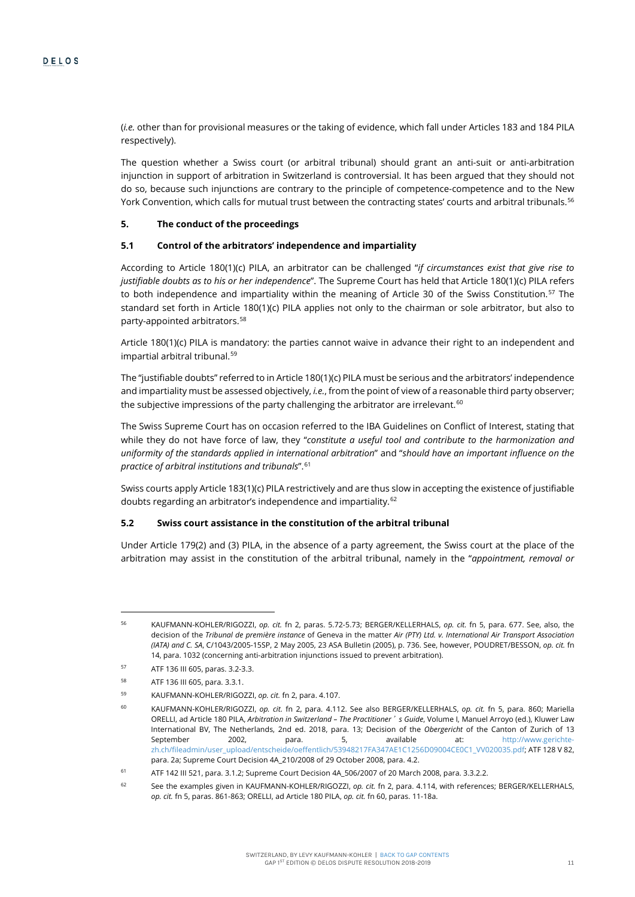(*i.e.* other than for provisional measures or the taking of evidence, which fall under Articles 183 and 184 PILA respectively).

The question whether a Swiss court (or arbitral tribunal) should grant an anti-suit or anti-arbitration injunction in support of arbitration in Switzerland is controversial. It has been argued that they should not do so, because such injunctions are contrary to the principle of competence-competence and to the New York Convention, which calls for mutual trust between the contracting states' courts and arbitral tribunals.[56]

### 5. The conduct of the proceedings

#### 5.1 Control of the arbitrators' independence and impartiality

According to Article 180(1)(c) PILA, an arbitrator can be challenged "*if circumstances exist that give rise to justifiable doubts as to his or her independence*". The Supreme Court has held that Article 180(1)(c) PILA refers to both independence and impartiality within the meaning of Article 30 of the Swiss Constitution.[57] The standard set forth in Article 180(1)(c) PILA applies not only to the chairman or sole arbitrator, but also to party-appointed arbitrators.[58]

Article 180(1)(c) PILA is mandatory: the parties cannot waive in advance their right to an independent and impartial arbitral tribunal.[59]

The "justifiable doubts" referred to in Article 180(1)(c) PILA must be serious and the arbitrators' independence and impartiality must be assessed objectively, *i.e.*, from the point of view of a reasonable third party observer; the subjective impressions of the party challenging the arbitrator are irrelevant.[60]

The Swiss Supreme Court has on occasion referred to the IBA Guidelines on Conflict of Interest, stating that while they do not have force of law, they "*constitute a useful tool and contribute to the harmonization and uniformity of the standards applied in international arbitration*" and "*should have an important influence on the practice of arbitral institutions and tribunals*".[61]

Swiss courts apply Article 183(1)(c) PILA restrictively and are thus slow in accepting the existence of justifiable doubts regarding an arbitrator's independence and impartiality.[62]

#### 5.2 Swiss court assistance in the constitution of the arbitral tribunal

Under Article 179(2) and (3) PILA, in the absence of a party agreement, the Swiss court at the place of the arbitration may assist in the constitution of the arbitral tribunal, namely in the "*appointment, removal or*

---

[56] KAUFMANN-KOHLER/RIGOZZI, *op. cit.* fn 2, paras. 5.72-5.73; BERGER/KELLERHALS, *op. cit.* fn 5, para. 677. See, also, the decision of the *Tribunal de première instance* of Geneva in the matter *Air (PTY) Ltd. v. International Air Transport Association (IATA) and C. SA*, C/1043/2005-15SP, 2 May 2005, 23 ASA Bulletin (2005), p. 736. See, however, POUDRET/BESSON, *op. cit.* fn 14, para. 1032 (concerning anti-arbitration injunctions issued to prevent arbitration).

[57] ATF 136 III 605, paras. 3.2-3.3.

[58] ATF 136 III 605, para. 3.3.1.

[59] KAUFMANN-KOHLER/RIGOZZI, *op. cit.* fn 2, para. 4.107.

[60] KAUFMANN-KOHLER/RIGOZZI, *op. cit.* fn 2, para. 4.112. See also BERGER/KELLERHALS, *op. cit.* fn 5, para. 860; Mariella ORELLI, ad Article 180 PILA, *Arbitration in Switzerland – The Practitioner's Guide*, Volume I, Manuel Arroyo (ed.), Kluwer Law International BV, The Netherlands, 2nd ed. 2018, para. 13; Decision of the *Obergericht* of the Canton of Zurich of 13 September 2002, para. 5, available at: http://www.gerichte-zh.ch/fileadmin/user_upload/entscheide/oeffentlich/53948217FA347AE1C1256D09004CE0C1_VV020035.pdf; ATF 128 V 82, para. 2a; Supreme Court Decision 4A_210/2008 of 29 October 2008, para. 4.2.

[61] ATF 142 III 521, para. 3.1.2; Supreme Court Decision 4A_506/2007 of 20 March 2008, para. 3.3.2.2.

[62] See the examples given in KAUFMANN-KOHLER/RIGOZZI, *op. cit.* fn 2, para. 4.114, with references; BERGER/KELLERHALS, *op. cit.* fn 5, paras. 861-863; ORELLI, ad Article 180 PILA, *op. cit.* fn 60, paras. 11-18a.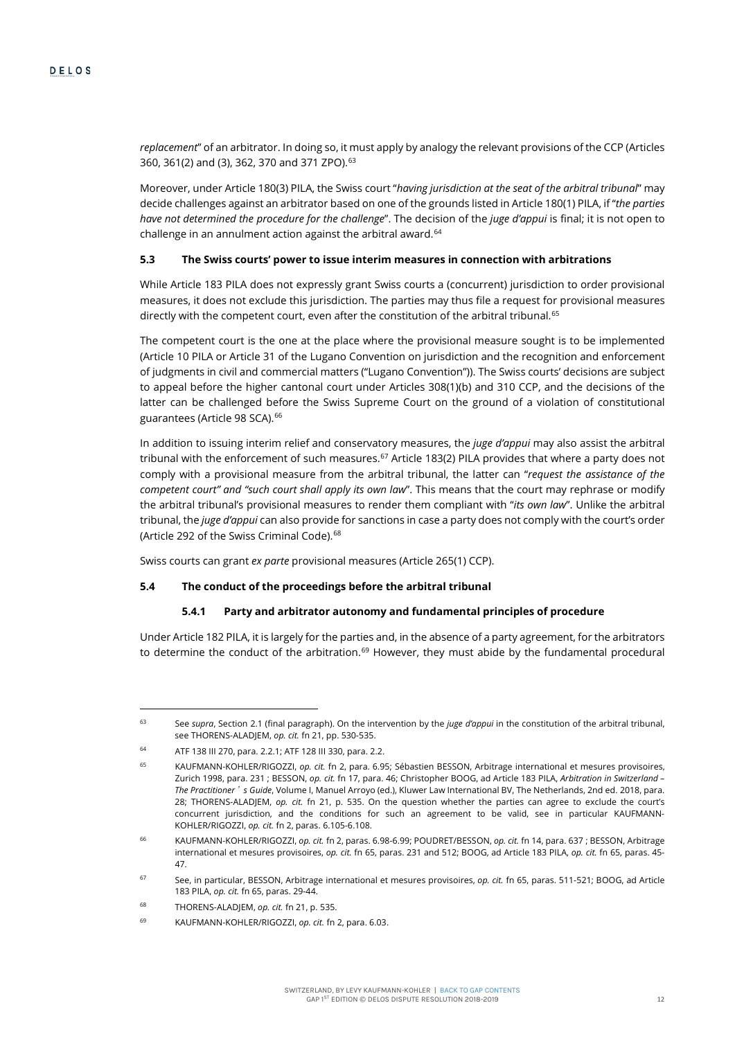*replacement*" of an arbitrator. In doing so, it must apply by analogy the relevant provisions of the CCP (Articles 360, 361(2) and (3), 362, 370 and 371 ZPO).[63]

Moreover, under Article 180(3) PILA, the Swiss court "*having jurisdiction at the seat of the arbitral tribunal*" may decide challenges against an arbitrator based on one of the grounds listed in Article 180(1) PILA, if "*the parties have not determined the procedure for the challenge*". The decision of the *juge d'appui* is final; it is not open to challenge in an annulment action against the arbitral award.[64]

### 5.3 The Swiss courts' power to issue interim measures in connection with arbitrations

While Article 183 PILA does not expressly grant Swiss courts a (concurrent) jurisdiction to order provisional measures, it does not exclude this jurisdiction. The parties may thus file a request for provisional measures directly with the competent court, even after the constitution of the arbitral tribunal.[65]

The competent court is the one at the place where the provisional measure sought is to be implemented (Article 10 PILA or Article 31 of the Lugano Convention on jurisdiction and the recognition and enforcement of judgments in civil and commercial matters ("Lugano Convention")). The Swiss courts' decisions are subject to appeal before the higher cantonal court under Articles 308(1)(b) and 310 CCP, and the decisions of the latter can be challenged before the Swiss Supreme Court on the ground of a violation of constitutional guarantees (Article 98 SCA).[66]

In addition to issuing interim relief and conservatory measures, the *juge d'appui* may also assist the arbitral tribunal with the enforcement of such measures.[67] Article 183(2) PILA provides that where a party does not comply with a provisional measure from the arbitral tribunal, the latter can "*request the assistance of the competent court" and "such court shall apply its own law*". This means that the court may rephrase or modify the arbitral tribunal's provisional measures to render them compliant with "*its own law*". Unlike the arbitral tribunal, the *juge d'appui* can also provide for sanctions in case a party does not comply with the court's order (Article 292 of the Swiss Criminal Code).[68]

Swiss courts can grant *ex parte* provisional measures (Article 265(1) CCP).

### 5.4 The conduct of the proceedings before the arbitral tribunal

#### 5.4.1 Party and arbitrator autonomy and fundamental principles of procedure

Under Article 182 PILA, it is largely for the parties and, in the absence of a party agreement, for the arbitrators to determine the conduct of the arbitration.[69] However, they must abide by the fundamental procedural

---

[63] See *supra*, Section 2.1 (final paragraph). On the intervention by the *juge d'appui* in the constitution of the arbitral tribunal, see THORENS-ALADJEM, *op. cit.* fn 21, pp. 530-535.

[64] ATF 138 III 270, para. 2.2.1; ATF 128 III 330, para. 2.2.

[65] KAUFMANN-KOHLER/RIGOZZI, *op. cit.* fn 2, para. 6.95; Sébastien BESSON, Arbitrage international et mesures provisoires, Zurich 1998, para. 231 ; BESSON, *op. cit.* fn 17, para. 46; Christopher BOOG, ad Article 183 PILA, *Arbitration in Switzerland – The Practitioner's Guide*, Volume I, Manuel Arroyo (ed.), Kluwer Law International BV, The Netherlands, 2nd ed. 2018, para. 28; THORENS-ALADJEM, *op. cit.* fn 21, p. 535. On the question whether the parties can agree to exclude the court's concurrent jurisdiction, and the conditions for such an agreement to be valid, see in particular KAUFMANN-KOHLER/RIGOZZI, *op. cit.* fn 2, paras. 6.105-6.108.

[66] KAUFMANN-KOHLER/RIGOZZI, *op. cit.* fn 2, paras. 6.98-6.99; POUDRET/BESSON, *op. cit.* fn 14, para. 637 ; BESSON, Arbitrage international et mesures provisoires, *op. cit.* fn 65, paras. 231 and 512; BOOG, ad Article 183 PILA, *op. cit.* fn 65, paras. 45-47.

[67] See, in particular, BESSON, Arbitrage international et mesures provisoires, *op. cit.* fn 65, paras. 511-521; BOOG, ad Article 183 PILA, *op. cit.* fn 65, paras. 29-44.

[68] THORENS-ALADJEM, *op. cit.* fn 21, p. 535.

[69] KAUFMANN-KOHLER/RIGOZZI, *op. cit.* fn 2, para. 6.03.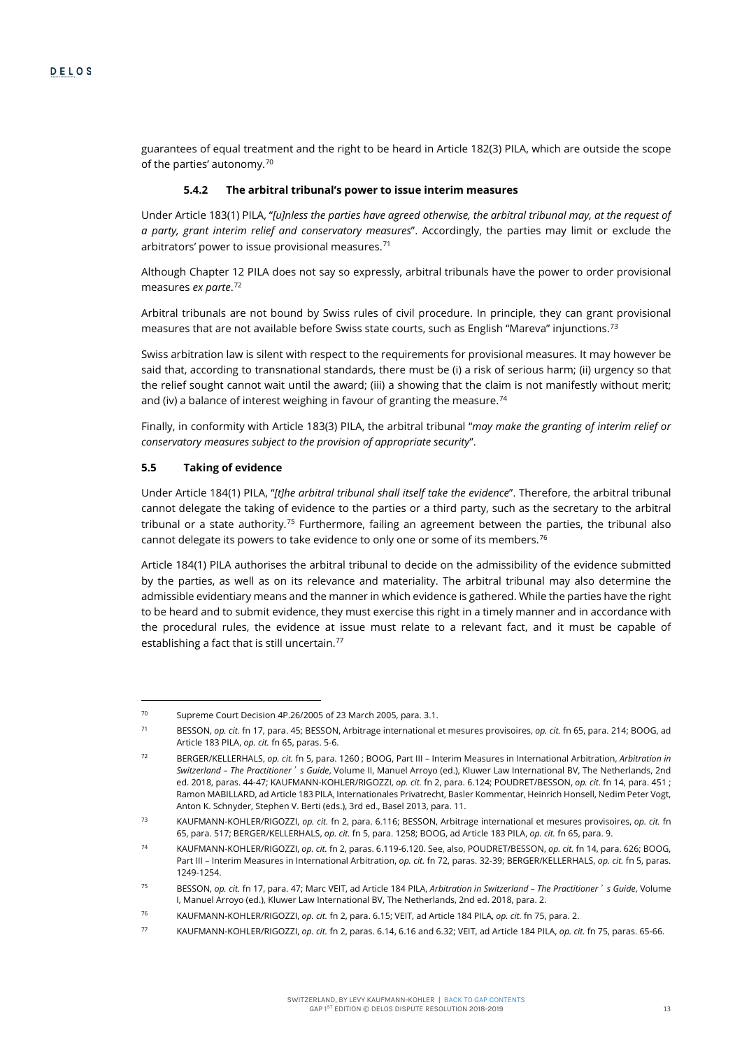guarantees of equal treatment and the right to be heard in Article 182(3) PILA, which are outside the scope of the parties' autonomy.[70]

#### 5.4.2 The arbitral tribunal's power to issue interim measures

Under Article 183(1) PILA, "*[u]nless the parties have agreed otherwise, the arbitral tribunal may, at the request of a party, grant interim relief and conservatory measures*". Accordingly, the parties may limit or exclude the arbitrators' power to issue provisional measures.[71]

Although Chapter 12 PILA does not say so expressly, arbitral tribunals have the power to order provisional measures *ex parte*.[72]

Arbitral tribunals are not bound by Swiss rules of civil procedure. In principle, they can grant provisional measures that are not available before Swiss state courts, such as English "Mareva" injunctions.[73]

Swiss arbitration law is silent with respect to the requirements for provisional measures. It may however be said that, according to transnational standards, there must be (i) a risk of serious harm; (ii) urgency so that the relief sought cannot wait until the award; (iii) a showing that the claim is not manifestly without merit; and (iv) a balance of interest weighing in favour of granting the measure.[74]

Finally, in conformity with Article 183(3) PILA, the arbitral tribunal "*may make the granting of interim relief or conservatory measures subject to the provision of appropriate security*".

### 5.5 Taking of evidence

Under Article 184(1) PILA, "*[t]he arbitral tribunal shall itself take the evidence*". Therefore, the arbitral tribunal cannot delegate the taking of evidence to the parties or a third party, such as the secretary to the arbitral tribunal or a state authority.[75] Furthermore, failing an agreement between the parties, the tribunal also cannot delegate its powers to take evidence to only one or some of its members.[76]

Article 184(1) PILA authorises the arbitral tribunal to decide on the admissibility of the evidence submitted by the parties, as well as on its relevance and materiality. The arbitral tribunal may also determine the admissible evidentiary means and the manner in which evidence is gathered. While the parties have the right to be heard and to submit evidence, they must exercise this right in a timely manner and in accordance with the procedural rules, the evidence at issue must relate to a relevant fact, and it must be capable of establishing a fact that is still uncertain.[77]

---

[70] Supreme Court Decision 4P.26/2005 of 23 March 2005, para. 3.1.

[71] BESSON, *op. cit.* fn 17, para. 45; BESSON, Arbitrage international et mesures provisoires, *op. cit.* fn 65, para. 214; BOOG, ad Article 183 PILA, *op. cit.* fn 65, paras. 5-6.

[72] BERGER/KELLERHALS, *op. cit.* fn 5, para. 1260 ; BOOG, Part III – Interim Measures in International Arbitration, *Arbitration in Switzerland – The Practitioner's Guide*, Volume II, Manuel Arroyo (ed.), Kluwer Law International BV, The Netherlands, 2nd ed. 2018, paras. 44-47; KAUFMANN-KOHLER/RIGOZZI, *op. cit.* fn 2, para. 6.124; POUDRET/BESSON, *op. cit.* fn 14, para. 451 ; Ramon MABILLARD, ad Article 183 PILA, Internationales Privatrecht, Basler Kommentar, Heinrich Honsell, Nedim Peter Vogt, Anton K. Schnyder, Stephen V. Berti (eds.), 3rd ed., Basel 2013, para. 11.

[73] KAUFMANN-KOHLER/RIGOZZI, *op. cit.* fn 2, para. 6.116; BESSON, Arbitrage international et mesures provisoires, *op. cit.* fn 65, para. 517; BERGER/KELLERHALS, *op. cit.* fn 5, para. 1258; BOOG, ad Article 183 PILA, *op. cit.* fn 65, para. 9.

[74] KAUFMANN-KOHLER/RIGOZZI, *op. cit.* fn 2, paras. 6.119-6.120. See, also, POUDRET/BESSON, *op. cit.* fn 14, para. 626; BOOG, Part III – Interim Measures in International Arbitration, *op. cit.* fn 72, paras. 32-39; BERGER/KELLERHALS, *op. cit.* fn 5, paras. 1249-1254.

[75] BESSON, *op. cit.* fn 17, para. 47; Marc VEIT, ad Article 184 PILA, *Arbitration in Switzerland – The Practitioner's Guide*, Volume I, Manuel Arroyo (ed.), Kluwer Law International BV, The Netherlands, 2nd ed. 2018, para. 2.

[76] KAUFMANN-KOHLER/RIGOZZI, *op. cit.* fn 2, para. 6.15; VEIT, ad Article 184 PILA, *op. cit.* fn 75, para. 2.

[77] KAUFMANN-KOHLER/RIGOZZI, *op. cit.* fn 2, paras. 6.14, 6.16 and 6.32; VEIT, ad Article 184 PILA, *op. cit.* fn 75, paras. 65-66.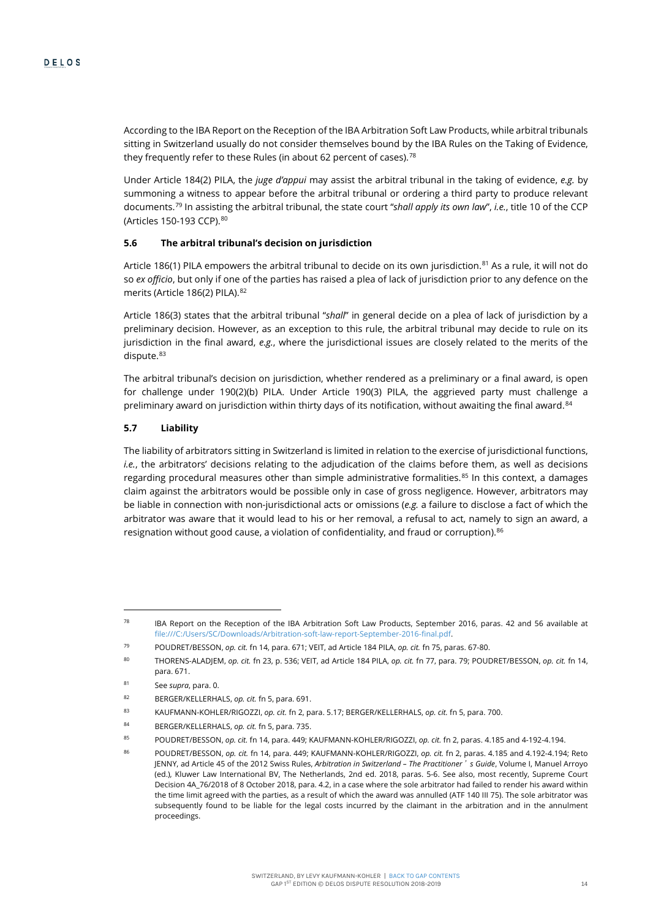According to the IBA Report on the Reception of the IBA Arbitration Soft Law Products, while arbitral tribunals sitting in Switzerland usually do not consider themselves bound by the IBA Rules on the Taking of Evidence, they frequently refer to these Rules (in about 62 percent of cases).[78]

Under Article 184(2) PILA, the *juge d'appui* may assist the arbitral tribunal in the taking of evidence, *e.g.* by summoning a witness to appear before the arbitral tribunal or ordering a third party to produce relevant documents.[79] In assisting the arbitral tribunal, the state court "*shall apply its own law*", *i.e.*, title 10 of the CCP (Articles 150-193 CCP).[80]

### 5.6 The arbitral tribunal's decision on jurisdiction

Article 186(1) PILA empowers the arbitral tribunal to decide on its own jurisdiction.[81] As a rule, it will not do so *ex officio*, but only if one of the parties has raised a plea of lack of jurisdiction prior to any defence on the merits (Article 186(2) PILA).[82]

Article 186(3) states that the arbitral tribunal "*shall*" in general decide on a plea of lack of jurisdiction by a preliminary decision. However, as an exception to this rule, the arbitral tribunal may decide to rule on its jurisdiction in the final award, *e.g.*, where the jurisdictional issues are closely related to the merits of the dispute.[83]

The arbitral tribunal's decision on jurisdiction, whether rendered as a preliminary or a final award, is open for challenge under 190(2)(b) PILA. Under Article 190(3) PILA, the aggrieved party must challenge a preliminary award on jurisdiction within thirty days of its notification, without awaiting the final award.[84]

### 5.7 Liability

The liability of arbitrators sitting in Switzerland is limited in relation to the exercise of jurisdictional functions, *i.e.*, the arbitrators' decisions relating to the adjudication of the claims before them, as well as decisions regarding procedural measures other than simple administrative formalities.[85] In this context, a damages claim against the arbitrators would be possible only in case of gross negligence. However, arbitrators may be liable in connection with non-jurisdictional acts or omissions (*e.g.* a failure to disclose a fact of which the arbitrator was aware that it would lead to his or her removal, a refusal to act, namely to sign an award, a resignation without good cause, a violation of confidentiality, and fraud or corruption).[86]

---

[78] IBA Report on the Reception of the IBA Arbitration Soft Law Products, September 2016, paras. 42 and 56 available at file:///C:/Users/SC/Downloads/Arbitration-soft-law-report-September-2016-final.pdf.

[79] POUDRET/BESSON, *op. cit.* fn 14, para. 671; VEIT, ad Article 184 PILA, *op. cit.* fn 75, paras. 67-80.

[80] THORENS-ALADJEM, *op. cit.* fn 23, p. 536; VEIT, ad Article 184 PILA, *op. cit.* fn 77, para. 79; POUDRET/BESSON, *op. cit.* fn 14, para. 671.

[81] See *supra*, para. 0.

[82] BERGER/KELLERHALS, *op. cit.* fn 5, para. 691.

[83] KAUFMANN-KOHLER/RIGOZZI, *op. cit.* fn 2, para. 5.17; BERGER/KELLERHALS, *op. cit.* fn 5, para. 700.

[84] BERGER/KELLERHALS, *op. cit.* fn 5, para. 735.

[85] POUDRET/BESSON, *op. cit.* fn 14, para. 449; KAUFMANN-KOHLER/RIGOZZI, *op. cit.* fn 2, paras. 4.185 and 4-192-4.194.

[86] POUDRET/BESSON, *op. cit.* fn 14, para. 449; KAUFMANN-KOHLER/RIGOZZI, *op. cit.* fn 2, paras. 4.185 and 4.192-4.194; Reto JENNY, ad Article 45 of the 2012 Swiss Rules, *Arbitration in Switzerland – The Practitioner's Guide*, Volume I, Manuel Arroyo (ed.), Kluwer Law International BV, The Netherlands, 2nd ed. 2018, paras. 5-6. See also, most recently, Supreme Court Decision 4A_76/2018 of 8 October 2018, para. 4.2, in a case where the sole arbitrator had failed to render his award within the time limit agreed with the parties, as a result of which the award was annulled (ATF 140 III 75). The sole arbitrator was subsequently found to be liable for the legal costs incurred by the claimant in the arbitration and in the annulment proceedings.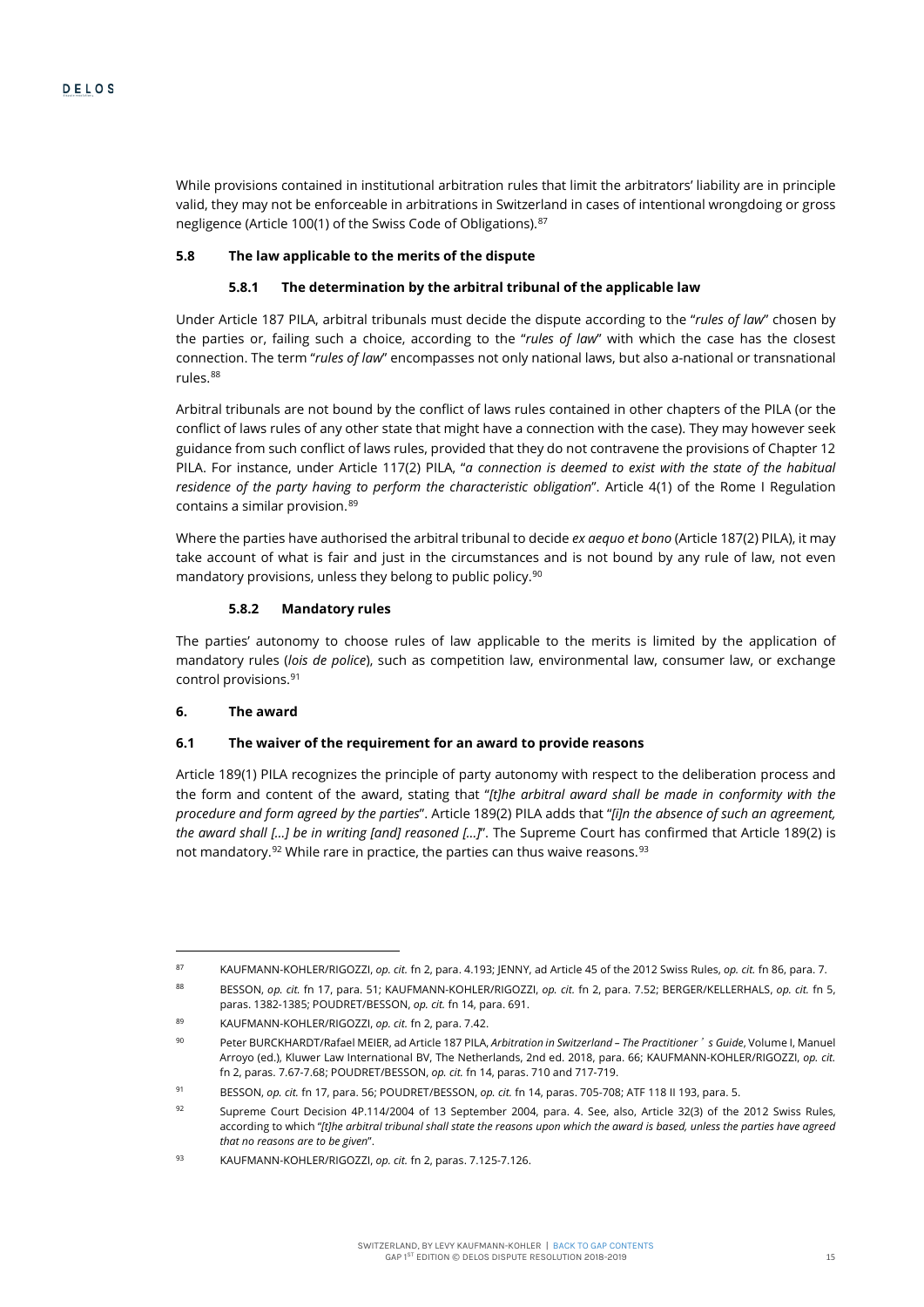While provisions contained in institutional arbitration rules that limit the arbitrators' liability are in principle valid, they may not be enforceable in arbitrations in Switzerland in cases of intentional wrongdoing or gross negligence (Article 100(1) of the Swiss Code of Obligations).[87]

### 5.8 The law applicable to the merits of the dispute

#### 5.8.1 The determination by the arbitral tribunal of the applicable law

Under Article 187 PILA, arbitral tribunals must decide the dispute according to the "*rules of law*" chosen by the parties or, failing such a choice, according to the "*rules of law*" with which the case has the closest connection. The term "*rules of law*" encompasses not only national laws, but also a-national or transnational rules.[88]

Arbitral tribunals are not bound by the conflict of laws rules contained in other chapters of the PILA (or the conflict of laws rules of any other state that might have a connection with the case). They may however seek guidance from such conflict of laws rules, provided that they do not contravene the provisions of Chapter 12 PILA. For instance, under Article 117(2) PILA, "*a connection is deemed to exist with the state of the habitual residence of the party having to perform the characteristic obligation*". Article 4(1) of the Rome I Regulation contains a similar provision.[89]

Where the parties have authorised the arbitral tribunal to decide *ex aequo et bono* (Article 187(2) PILA), it may take account of what is fair and just in the circumstances and is not bound by any rule of law, not even mandatory provisions, unless they belong to public policy.[90]

#### 5.8.2 Mandatory rules

The parties' autonomy to choose rules of law applicable to the merits is limited by the application of mandatory rules (*lois de police*), such as competition law, environmental law, consumer law, or exchange control provisions.[91]

## 6. The award

### 6.1 The waiver of the requirement for an award to provide reasons

Article 189(1) PILA recognizes the principle of party autonomy with respect to the deliberation process and the form and content of the award, stating that "*[t]he arbitral award shall be made in conformity with the procedure and form agreed by the parties*". Article 189(2) PILA adds that "*[i]n the absence of such an agreement, the award shall […] be in writing [and] reasoned […]*". The Supreme Court has confirmed that Article 189(2) is not mandatory.[92] While rare in practice, the parties can thus waive reasons.[93]

---

[87] KAUFMANN-KOHLER/RIGOZZI, *op. cit.* fn 2, para. 4.193; JENNY, ad Article 45 of the 2012 Swiss Rules, *op. cit.* fn 86, para. 7.

[88] BESSON, *op. cit.* fn 17, para. 51; KAUFMANN-KOHLER/RIGOZZI, *op. cit.* fn 2, para. 7.52; BERGER/KELLERHALS, *op. cit.* fn 5, paras. 1382-1385; POUDRET/BESSON, *op. cit.* fn 14, para. 691.

[89] KAUFMANN-KOHLER/RIGOZZI, *op. cit.* fn 2, para. 7.42.

[90] Peter BURCKHARDT/Rafael MEIER, ad Article 187 PILA, *Arbitration in Switzerland – The Practitioner's Guide*, Volume I, Manuel Arroyo (ed.), Kluwer Law International BV, The Netherlands, 2nd ed. 2018, para. 66; KAUFMANN-KOHLER/RIGOZZI, *op. cit.* fn 2, paras. 7.67-7.68; POUDRET/BESSON, *op. cit.* fn 14, paras. 710 and 717-719.

[91] BESSON, *op. cit.* fn 17, para. 56; POUDRET/BESSON, *op. cit.* fn 14, paras. 705-708; ATF 118 II 193, para. 5.

[92] Supreme Court Decision 4P.114/2004 of 13 September 2004, para. 4. See, also, Article 32(3) of the 2012 Swiss Rules, according to which "*[t]he arbitral tribunal shall state the reasons upon which the award is based, unless the parties have agreed that no reasons are to be given*".

[93] KAUFMANN-KOHLER/RIGOZZI, *op. cit.* fn 2, paras. 7.125-7.126.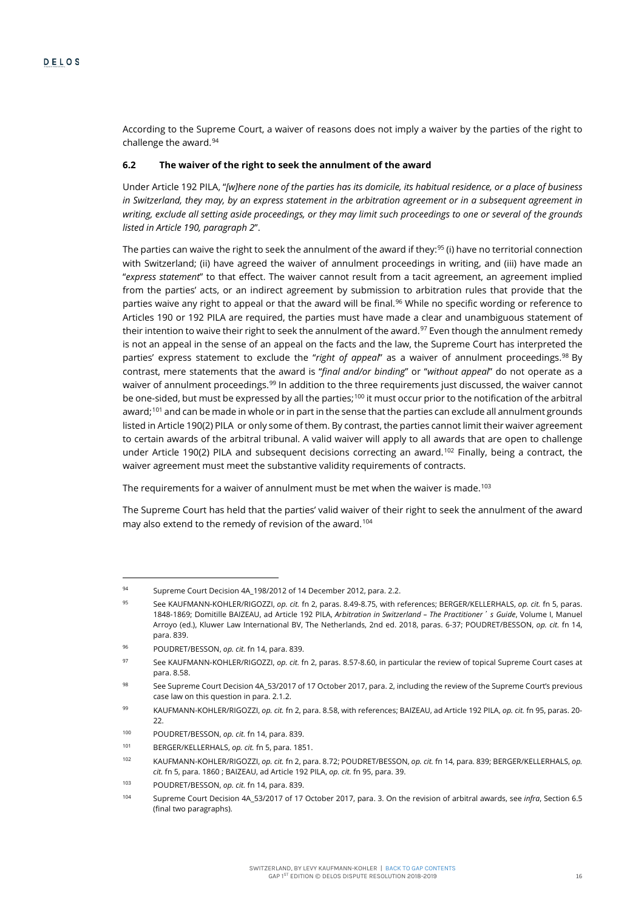According to the Supreme Court, a waiver of reasons does not imply a waiver by the parties of the right to challenge the award.[94]

### 6.2 The waiver of the right to seek the annulment of the award

Under Article 192 PILA, "*[w]here none of the parties has its domicile, its habitual residence, or a place of business in Switzerland, they may, by an express statement in the arbitration agreement or in a subsequent agreement in writing, exclude all setting aside proceedings, or they may limit such proceedings to one or several of the grounds listed in Article 190, paragraph 2*".

The parties can waive the right to seek the annulment of the award if they:[95] (i) have no territorial connection with Switzerland; (ii) have agreed the waiver of annulment proceedings in writing, and (iii) have made an "*express statement*" to that effect. The waiver cannot result from a tacit agreement, an agreement implied from the parties' acts, or an indirect agreement by submission to arbitration rules that provide that the parties waive any right to appeal or that the award will be final.[96] While no specific wording or reference to Articles 190 or 192 PILA are required, the parties must have made a clear and unambiguous statement of their intention to waive their right to seek the annulment of the award.[97] Even though the annulment remedy is not an appeal in the sense of an appeal on the facts and the law, the Supreme Court has interpreted the parties' express statement to exclude the "*right of appeal*" as a waiver of annulment proceedings.[98] By contrast, mere statements that the award is "*final and/or binding*" or "*without appeal*" do not operate as a waiver of annulment proceedings.[99] In addition to the three requirements just discussed, the waiver cannot be one-sided, but must be expressed by all the parties;[100] it must occur prior to the notification of the arbitral award;[101] and can be made in whole or in part in the sense that the parties can exclude all annulment grounds listed in Article 190(2) PILA or only some of them. By contrast, the parties cannot limit their waiver agreement to certain awards of the arbitral tribunal. A valid waiver will apply to all awards that are open to challenge under Article 190(2) PILA and subsequent decisions correcting an award.[102] Finally, being a contract, the waiver agreement must meet the substantive validity requirements of contracts.

The requirements for a waiver of annulment must be met when the waiver is made.[103]

The Supreme Court has held that the parties' valid waiver of their right to seek the annulment of the award may also extend to the remedy of revision of the award.[104]

---

[94] Supreme Court Decision 4A_198/2012 of 14 December 2012, para. 2.2.

[95] See KAUFMANN-KOHLER/RIGOZZI, *op. cit.* fn 2, paras. 8.49-8.75, with references; BERGER/KELLERHALS, *op. cit.* fn 5, paras. 1848-1869; Domitille BAIZEAU, ad Article 192 PILA, *Arbitration in Switzerland – The Practitioner's Guide*, Volume I, Manuel Arroyo (ed.), Kluwer Law International BV, The Netherlands, 2nd ed. 2018, paras. 6-37; POUDRET/BESSON, *op. cit.* fn 14, para. 839.

[96] POUDRET/BESSON, *op. cit.* fn 14, para. 839.

[97] See KAUFMANN-KOHLER/RIGOZZI, *op. cit.* fn 2, paras. 8.57-8.60, in particular the review of topical Supreme Court cases at para. 8.58.

[98] See Supreme Court Decision 4A_53/2017 of 17 October 2017, para. 2, including the review of the Supreme Court's previous case law on this question in para. 2.1.2.

[99] KAUFMANN-KOHLER/RIGOZZI, *op. cit.* fn 2, para. 8.58, with references; BAIZEAU, ad Article 192 PILA, *op. cit.* fn 95, paras. 20-22.

[100] POUDRET/BESSON, *op. cit.* fn 14, para. 839.

[101] BERGER/KELLERHALS, *op. cit.* fn 5, para. 1851.

[102] KAUFMANN-KOHLER/RIGOZZI, *op. cit.* fn 2, para. 8.72; POUDRET/BESSON, *op. cit.* fn 14, para. 839; BERGER/KELLERHALS, *op. cit.* fn 5, para. 1860 ; BAIZEAU, ad Article 192 PILA, *op. cit.* fn 95, para. 39.

[103] POUDRET/BESSON, *op. cit.* fn 14, para. 839.

[104] Supreme Court Decision 4A_53/2017 of 17 October 2017, para. 3. On the revision of arbitral awards, see *infra*, Section 6.5 (final two paragraphs).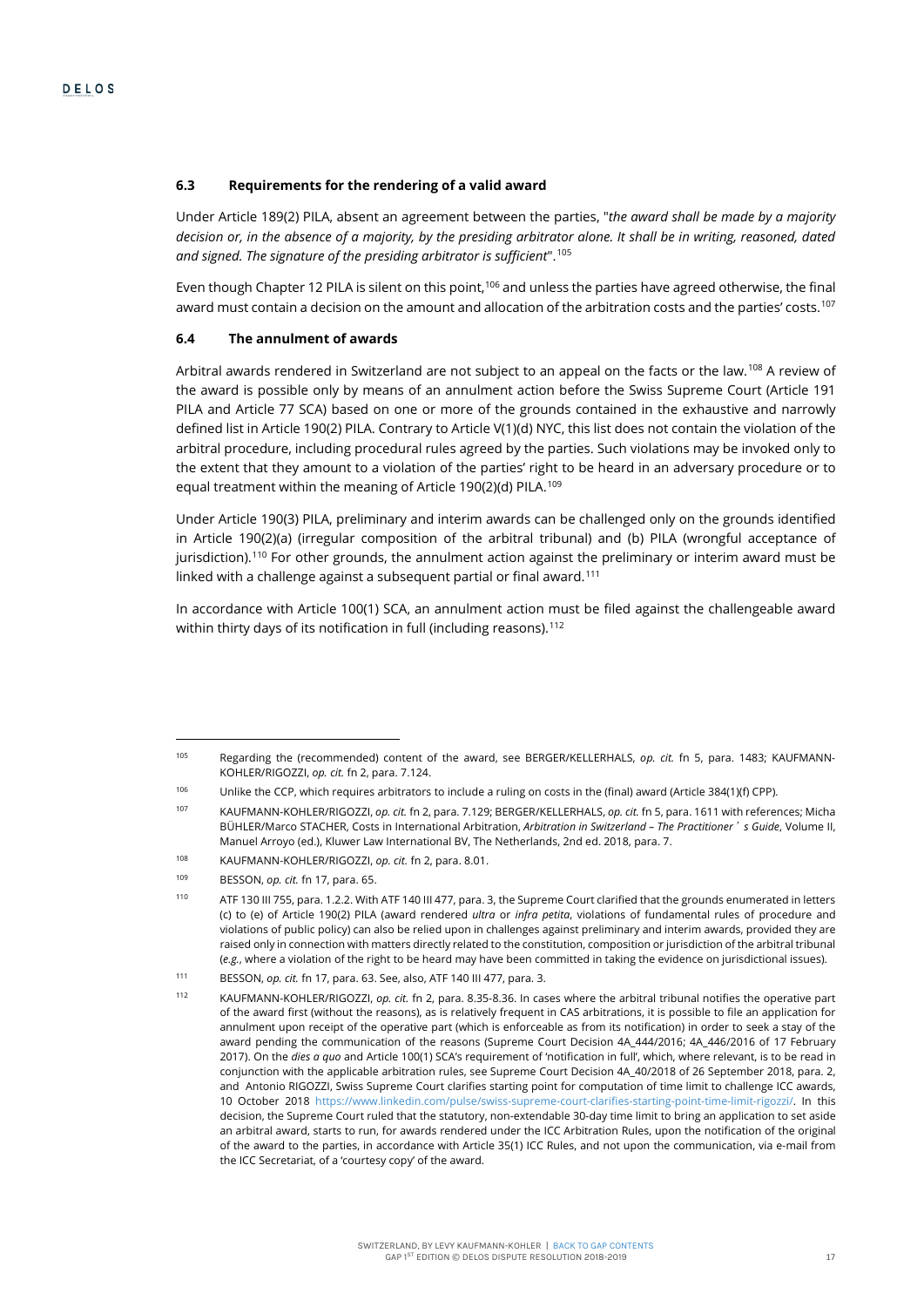### 6.3 Requirements for the rendering of a valid award

Under Article 189(2) PILA, absent an agreement between the parties, "*the award shall be made by a majority decision or, in the absence of a majority, by the presiding arbitrator alone. It shall be in writing, reasoned, dated and signed. The signature of the presiding arbitrator is sufficient*".[105]

Even though Chapter 12 PILA is silent on this point,[106] and unless the parties have agreed otherwise, the final award must contain a decision on the amount and allocation of the arbitration costs and the parties' costs.[107]

### 6.4 The annulment of awards

Arbitral awards rendered in Switzerland are not subject to an appeal on the facts or the law.[108] A review of the award is possible only by means of an annulment action before the Swiss Supreme Court (Article 191 PILA and Article 77 SCA) based on one or more of the grounds contained in the exhaustive and narrowly defined list in Article 190(2) PILA. Contrary to Article V(1)(d) NYC, this list does not contain the violation of the arbitral procedure, including procedural rules agreed by the parties. Such violations may be invoked only to the extent that they amount to a violation of the parties' right to be heard in an adversary procedure or to equal treatment within the meaning of Article 190(2)(d) PILA.[109]

Under Article 190(3) PILA, preliminary and interim awards can be challenged only on the grounds identified in Article 190(2)(a) (irregular composition of the arbitral tribunal) and (b) PILA (wrongful acceptance of jurisdiction).[110] For other grounds, the annulment action against the preliminary or interim award must be linked with a challenge against a subsequent partial or final award.[111]

In accordance with Article 100(1) SCA, an annulment action must be filed against the challengeable award within thirty days of its notification in full (including reasons).[112]

---

[105] Regarding the (recommended) content of the award, see BERGER/KELLERHALS, *op. cit.* fn 5, para. 1483; KAUFMANN-KOHLER/RIGOZZI, *op. cit.* fn 2, para. 7.124.

[106] Unlike the CCP, which requires arbitrators to include a ruling on costs in the (final) award (Article 384(1)(f) CPP).

[107] KAUFMANN-KOHLER/RIGOZZI, *op. cit.* fn 2, para. 7.129; BERGER/KELLERHALS, *op. cit.* fn 5, para. 1611 with references; Micha BÜHLER/Marco STACHER, Costs in International Arbitration, *Arbitration in Switzerland – The Practitioner's Guide*, Volume II, Manuel Arroyo (ed.), Kluwer Law International BV, The Netherlands, 2nd ed. 2018, para. 7.

[108] KAUFMANN-KOHLER/RIGOZZI, *op. cit.* fn 2, para. 8.01.

[109] BESSON, *op. cit.* fn 17, para. 65.

[110] ATF 130 III 755, para. 1.2.2. With ATF 140 III 477, para. 3, the Supreme Court clarified that the grounds enumerated in letters (c) to (e) of Article 190(2) PILA (award rendered *ultra* or *infra petita*, violations of fundamental rules of procedure and violations of public policy) can also be relied upon in challenges against preliminary and interim awards, provided they are raised only in connection with matters directly related to the constitution, composition or jurisdiction of the arbitral tribunal (*e.g.*, where a violation of the right to be heard may have been committed in taking the evidence on jurisdictional issues).

[111] BESSON, *op. cit.* fn 17, para. 63. See, also, ATF 140 III 477, para. 3.

[112] KAUFMANN-KOHLER/RIGOZZI, *op. cit.* fn 2, para. 8.35-8.36. In cases where the arbitral tribunal notifies the operative part of the award first (without the reasons), as is relatively frequent in CAS arbitrations, it is possible to file an application for annulment upon receipt of the operative part (which is enforceable as from its notification) in order to seek a stay of the award pending the communication of the reasons (Supreme Court Decision 4A_444/2016; 4A_446/2016 of 17 February 2017). On the *dies a quo* and Article 100(1) SCA's requirement of 'notification in full', which, where relevant, is to be read in conjunction with the applicable arbitration rules, see Supreme Court Decision 4A_40/2018 of 26 September 2018, para. 2, and Antonio RIGOZZI, Swiss Supreme Court clarifies starting point for computation of time limit to challenge ICC awards, 10 October 2018 https://www.linkedin.com/pulse/swiss-supreme-court-clarifies-starting-point-time-limit-rigozzi/. In this decision, the Supreme Court ruled that the statutory, non-extendable 30-day time limit to bring an application to set aside an arbitral award, starts to run, for awards rendered under the ICC Arbitration Rules, upon the notification of the original of the award to the parties, in accordance with Article 35(1) ICC Rules, and not upon the communication, via e-mail from the ICC Secretariat, of a 'courtesy copy' of the award.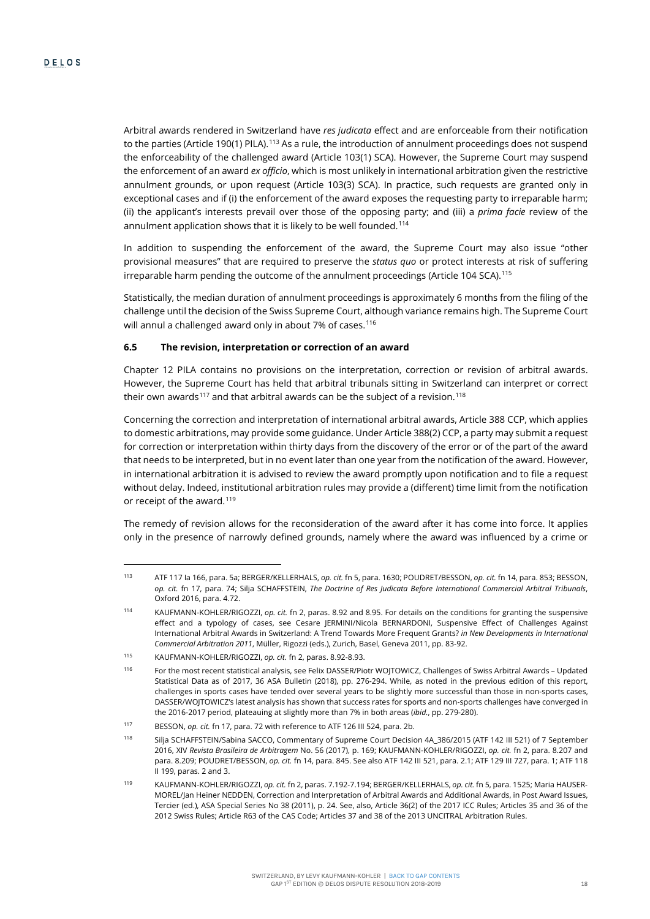Arbitral awards rendered in Switzerland have *res judicata* effect and are enforceable from their notification to the parties (Article 190(1) PILA).[113] As a rule, the introduction of annulment proceedings does not suspend the enforceability of the challenged award (Article 103(1) SCA). However, the Supreme Court may suspend the enforcement of an award *ex officio*, which is most unlikely in international arbitration given the restrictive annulment grounds, or upon request (Article 103(3) SCA). In practice, such requests are granted only in exceptional cases and if (i) the enforcement of the award exposes the requesting party to irreparable harm; (ii) the applicant's interests prevail over those of the opposing party; and (iii) a *prima facie* review of the annulment application shows that it is likely to be well founded.[114]

In addition to suspending the enforcement of the award, the Supreme Court may also issue "other provisional measures" that are required to preserve the *status quo* or protect interests at risk of suffering irreparable harm pending the outcome of the annulment proceedings (Article 104 SCA).[115]

Statistically, the median duration of annulment proceedings is approximately 6 months from the filing of the challenge until the decision of the Swiss Supreme Court, although variance remains high. The Supreme Court will annul a challenged award only in about 7% of cases.[116]

### 6.5 The revision, interpretation or correction of an award

Chapter 12 PILA contains no provisions on the interpretation, correction or revision of arbitral awards. However, the Supreme Court has held that arbitral tribunals sitting in Switzerland can interpret or correct their own awards[117] and that arbitral awards can be the subject of a revision.[118]

Concerning the correction and interpretation of international arbitral awards, Article 388 CCP, which applies to domestic arbitrations, may provide some guidance. Under Article 388(2) CCP, a party may submit a request for correction or interpretation within thirty days from the discovery of the error or of the part of the award that needs to be interpreted, but in no event later than one year from the notification of the award. However, in international arbitration it is advised to review the award promptly upon notification and to file a request without delay. Indeed, institutional arbitration rules may provide a (different) time limit from the notification or receipt of the award.[119]

The remedy of revision allows for the reconsideration of the award after it has come into force. It applies only in the presence of narrowly defined grounds, namely where the award was influenced by a crime or

---

[113] ATF 117 Ia 166, para. 5a; BERGER/KELLERHALS, *op. cit.* fn 5, para. 1630; POUDRET/BESSON, *op. cit.* fn 14, para. 853; BESSON, *op. cit.* fn 17, para. 74; Silja SCHAFFSTEIN, *The Doctrine of Res Judicata Before International Commercial Arbitral Tribunals*, Oxford 2016, para. 4.72.

[114] KAUFMANN-KOHLER/RIGOZZI, *op. cit.* fn 2, paras. 8.92 and 8.95. For details on the conditions for granting the suspensive effect and a typology of cases, see Cesare JERMINI/Nicola BERNARDONI, Suspensive Effect of Challenges Against International Arbitral Awards in Switzerland: A Trend Towards More Frequent Grants? *in New Developments in International Commercial Arbitration 2011*, Müller, Rigozzi (eds.), Zurich, Basel, Geneva 2011, pp. 83-92.

[115] KAUFMANN-KOHLER/RIGOZZI, *op. cit.* fn 2, paras. 8.92-8.93.

[116] For the most recent statistical analysis, see Felix DASSER/Piotr WOJTOWICZ, Challenges of Swiss Arbitral Awards – Updated Statistical Data as of 2017, 36 ASA Bulletin (2018), pp. 276-294. While, as noted in the previous edition of this report, challenges in sports cases have tended over several years to be slightly more successful than those in non-sports cases, DASSER/WOJTOWICZ's latest analysis has shown that success rates for sports and non-sports challenges have converged in the 2016-2017 period, plateauing at slightly more than 7% in both areas (*ibid.*, pp. 279-280).

[117] BESSON, *op. cit.* fn 17, para. 72 with reference to ATF 126 III 524, para. 2b.

[118] Silja SCHAFFSTEIN/Sabina SACCO, Commentary of Supreme Court Decision 4A_386/2015 (ATF 142 III 521) of 7 September 2016, XIV *Revista Brasileira de Arbitragem* No. 56 (2017), p. 169; KAUFMANN-KOHLER/RIGOZZI, *op. cit.* fn 2, para. 8.207 and para. 8.209; POUDRET/BESSON, *op. cit.* fn 14, para. 845. See also ATF 142 III 521, para. 2.1; ATF 129 III 727, para. 1; ATF 118 II 199, paras. 2 and 3.

[119] KAUFMANN-KOHLER/RIGOZZI, *op. cit.* fn 2, paras. 7.192-7.194; BERGER/KELLERHALS, *op. cit.* fn 5, para. 1525; Maria HAUSER-MOREL/Jan Heiner NEDDEN, Correction and Interpretation of Arbitral Awards and Additional Awards, in Post Award Issues, Tercier (ed.), ASA Special Series No 38 (2011), p. 24. See, also, Article 36(2) of the 2017 ICC Rules; Articles 35 and 36 of the 2012 Swiss Rules; Article R63 of the CAS Code; Articles 37 and 38 of the 2013 UNCITRAL Arbitration Rules.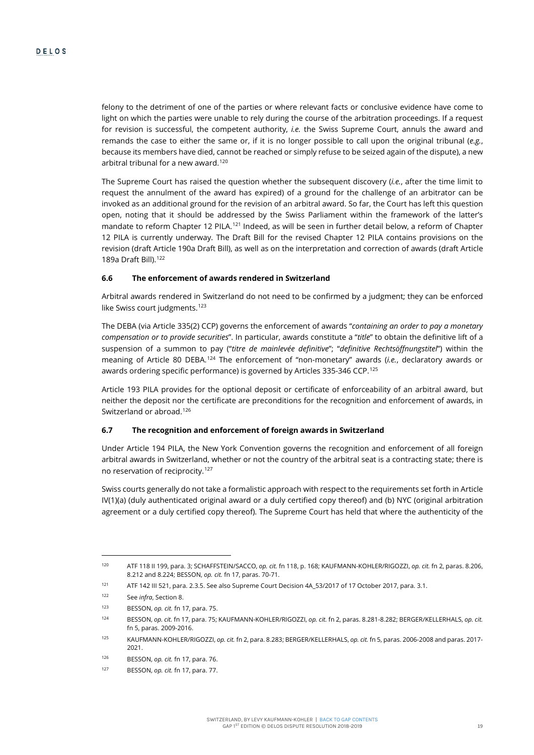felony to the detriment of one of the parties or where relevant facts or conclusive evidence have come to light on which the parties were unable to rely during the course of the arbitration proceedings. If a request for revision is successful, the competent authority, *i.e.* the Swiss Supreme Court, annuls the award and remands the case to either the same or, if it is no longer possible to call upon the original tribunal (*e.g.*, because its members have died, cannot be reached or simply refuse to be seized again of the dispute), a new arbitral tribunal for a new award.[120]

The Supreme Court has raised the question whether the subsequent discovery (*i.e.*, after the time limit to request the annulment of the award has expired) of a ground for the challenge of an arbitrator can be invoked as an additional ground for the revision of an arbitral award. So far, the Court has left this question open, noting that it should be addressed by the Swiss Parliament within the framework of the latter's mandate to reform Chapter 12 PILA.[121] Indeed, as will be seen in further detail below, a reform of Chapter 12 PILA is currently underway. The Draft Bill for the revised Chapter 12 PILA contains provisions on the revision (draft Article 190a Draft Bill), as well as on the interpretation and correction of awards (draft Article 189a Draft Bill).[122]

### 6.6 The enforcement of awards rendered in Switzerland

Arbitral awards rendered in Switzerland do not need to be confirmed by a judgment; they can be enforced like Swiss court judgments.[123]

The DEBA (via Article 335(2) CCP) governs the enforcement of awards "*containing an order to pay a monetary compensation or to provide securities*". In particular, awards constitute a "*title*" to obtain the definitive lift of a suspension of a summon to pay ("*titre de mainlevée definitive*"; "*definitive Rechtsöffnungstitel*") within the meaning of Article 80 DEBA.[124] The enforcement of "non-monetary" awards (*i.e.*, declaratory awards or awards ordering specific performance) is governed by Articles 335-346 CCP.[125]

Article 193 PILA provides for the optional deposit or certificate of enforceability of an arbitral award, but neither the deposit nor the certificate are preconditions for the recognition and enforcement of awards, in Switzerland or abroad.[126]

### 6.7 The recognition and enforcement of foreign awards in Switzerland

Under Article 194 PILA, the New York Convention governs the recognition and enforcement of all foreign arbitral awards in Switzerland, whether or not the country of the arbitral seat is a contracting state; there is no reservation of reciprocity.[127]

Swiss courts generally do not take a formalistic approach with respect to the requirements set forth in Article IV(1)(a) (duly authenticated original award or a duly certified copy thereof) and (b) NYC (original arbitration agreement or a duly certified copy thereof). The Supreme Court has held that where the authenticity of the

---

[120] ATF 118 II 199, para. 3; SCHAFFSTEIN/SACCO, *op. cit.* fn 118, p. 168; KAUFMANN-KOHLER/RIGOZZI, *op. cit.* fn 2, paras. 8.206, 8.212 and 8.224; BESSON, *op. cit.* fn 17, paras. 70-71.

[121] ATF 142 III 521, para. 2.3.5. See also Supreme Court Decision 4A_53/2017 of 17 October 2017, para. 3.1.

[122] See *infra*, Section 8.

[123] BESSON, *op. cit.* fn 17, para. 75.

[124] BESSON, *op. cit.* fn 17, para. 75; KAUFMANN-KOHLER/RIGOZZI, *op. cit.* fn 2, paras. 8.281-8.282; BERGER/KELLERHALS, *op. cit.* fn 5, paras. 2009-2016.

[125] KAUFMANN-KOHLER/RIGOZZI, *op. cit.* fn 2, para. 8.283; BERGER/KELLERHALS, *op. cit.* fn 5, paras. 2006-2008 and paras. 2017-2021.

[126] BESSON, *op. cit.* fn 17, para. 76.

[127] BESSON, *op. cit.* fn 17, para. 77.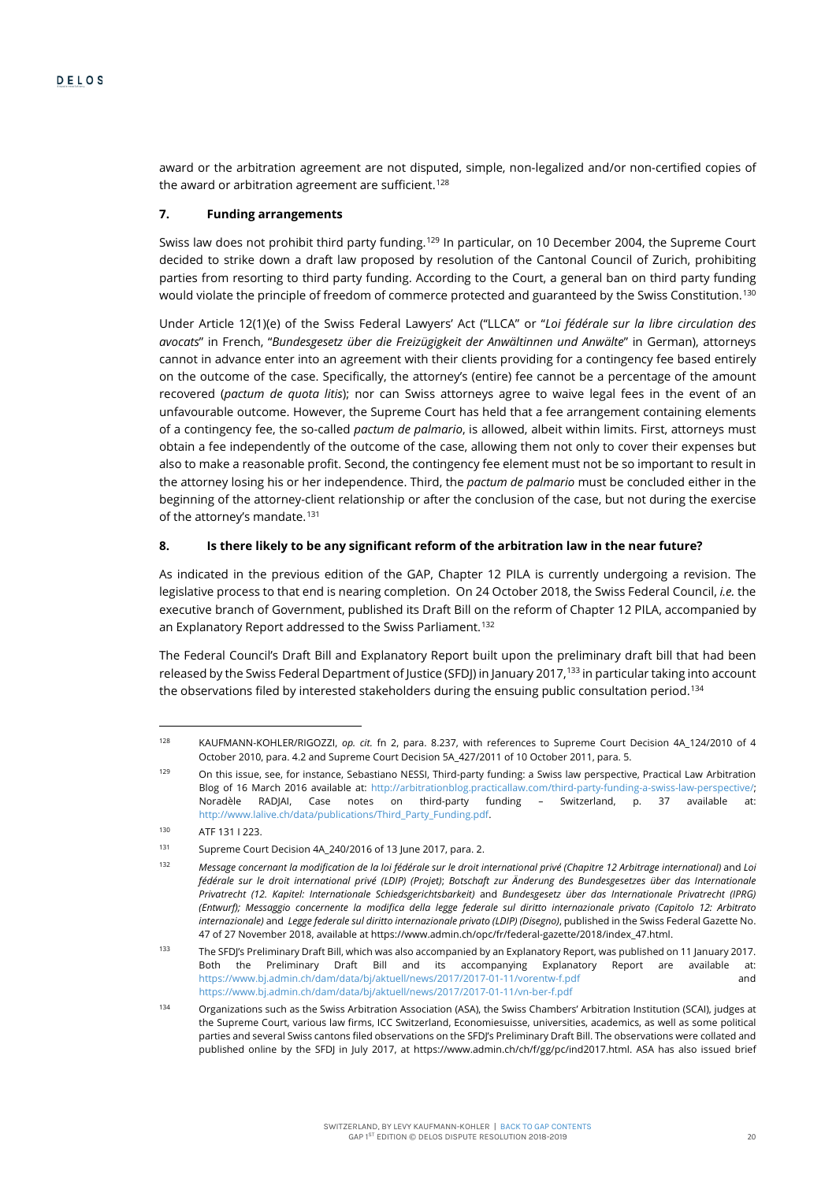award or the arbitration agreement are not disputed, simple, non-legalized and/or non-certified copies of the award or arbitration agreement are sufficient.[128]

### 7. Funding arrangements

Swiss law does not prohibit third party funding.[129] In particular, on 10 December 2004, the Supreme Court decided to strike down a draft law proposed by resolution of the Cantonal Council of Zurich, prohibiting parties from resorting to third party funding. According to the Court, a general ban on third party funding would violate the principle of freedom of commerce protected and guaranteed by the Swiss Constitution.[130]

Under Article 12(1)(e) of the Swiss Federal Lawyers' Act ("LLCA" or "*Loi fédérale sur la libre circulation des avocats*" in French, "*Bundesgesetz über die Freizügigkeit der Anwältinnen und Anwälte*" in German), attorneys cannot in advance enter into an agreement with their clients providing for a contingency fee based entirely on the outcome of the case. Specifically, the attorney's (entire) fee cannot be a percentage of the amount recovered (*pactum de quota litis*); nor can Swiss attorneys agree to waive legal fees in the event of an unfavourable outcome. However, the Supreme Court has held that a fee arrangement containing elements of a contingency fee, the so-called *pactum de palmario*, is allowed, albeit within limits. First, attorneys must obtain a fee independently of the outcome of the case, allowing them not only to cover their expenses but also to make a reasonable profit. Second, the contingency fee element must not be so important to result in the attorney losing his or her independence. Third, the *pactum de palmario* must be concluded either in the beginning of the attorney-client relationship or after the conclusion of the case, but not during the exercise of the attorney's mandate.[131]

### 8. Is there likely to be any significant reform of the arbitration law in the near future?

As indicated in the previous edition of the GAP, Chapter 12 PILA is currently undergoing a revision. The legislative process to that end is nearing completion. On 24 October 2018, the Swiss Federal Council, *i.e.* the executive branch of Government, published its Draft Bill on the reform of Chapter 12 PILA, accompanied by an Explanatory Report addressed to the Swiss Parliament.[132]

The Federal Council's Draft Bill and Explanatory Report built upon the preliminary draft bill that had been released by the Swiss Federal Department of Justice (SFDJ) in January 2017,[133] in particular taking into account the observations filed by interested stakeholders during the ensuing public consultation period.[134]

---

[128] KAUFMANN-KOHLER/RIGOZZI, *op. cit.* fn 2, para. 8.237, with references to Supreme Court Decision 4A_124/2010 of 4 October 2010, para. 4.2 and Supreme Court Decision 5A_427/2011 of 10 October 2011, para. 5.

[129] On this issue, see, for instance, Sebastiano NESSI, Third-party funding: a Swiss law perspective, Practical Law Arbitration Blog of 16 March 2016 available at: http://arbitrationblog.practicallaw.com/third-party-funding-a-swiss-law-perspective/; Noradèle RADJAI, Case notes on third-party funding – Switzerland, p. 37 available at: http://www.lalive.ch/data/publications/Third_Party_Funding.pdf.

[130] ATF 131 I 223.

[131] Supreme Court Decision 4A_240/2016 of 13 June 2017, para. 2.

[132] *Message concernant la modification de la loi fédérale sur le droit international privé (Chapitre 12 Arbitrage international)* and *Loi fédérale sur le droit international privé (LDIP) (Projet)*; *Botschaft zur Änderung des Bundesgesetzes über das Internationale Privatrecht (12. Kapitel: Internationale Schiedsgerichtsbarkeit)* and *Bundesgesetz über das Internationale Privatrecht (IPRG) (Entwurf)*; *Messaggio concernente la modifica della legge federale sul diritto internazionale privato (Capitolo 12: Arbitrato internazionale)* and *Legge federale sul diritto internazionale privato (LDIP) (Disegno)*, published in the Swiss Federal Gazette No. 47 of 27 November 2018, available at https://www.admin.ch/opc/fr/federal-gazette/2018/index_47.html.

[133] The SFDJ's Preliminary Draft Bill, which was also accompanied by an Explanatory Report, was published on 11 January 2017. Both the Preliminary Draft Bill and its accompanying Explanatory Report are available at: https://www.bj.admin.ch/dam/data/bj/aktuell/news/2017/2017-01-11/vorentw-f.pdf and https://www.bj.admin.ch/dam/data/bj/aktuell/news/2017/2017-01-11/vn-ber-f.pdf

[134] Organizations such as the Swiss Arbitration Association (ASA), the Swiss Chambers' Arbitration Institution (SCAI), judges at the Supreme Court, various law firms, ICC Switzerland, Economiesuisse, universities, academics, as well as some political parties and several Swiss cantons filed observations on the SFDJ's Preliminary Draft Bill. The observations were collated and published online by the SFDJ in July 2017, at https://www.admin.ch/ch/f/gg/pc/ind2017.html. ASA has also issued brief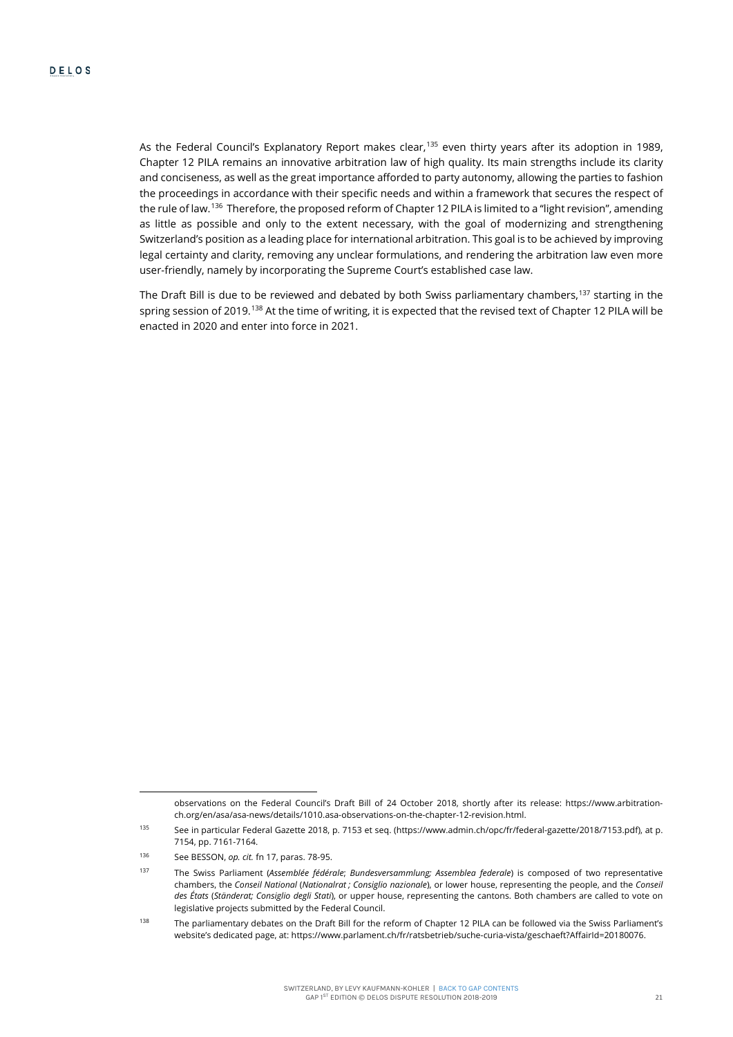As the Federal Council's Explanatory Report makes clear,[135] even thirty years after its adoption in 1989, Chapter 12 PILA remains an innovative arbitration law of high quality. Its main strengths include its clarity and conciseness, as well as the great importance afforded to party autonomy, allowing the parties to fashion the proceedings in accordance with their specific needs and within a framework that secures the respect of the rule of law.[136] Therefore, the proposed reform of Chapter 12 PILA is limited to a "light revision", amending as little as possible and only to the extent necessary, with the goal of modernizing and strengthening Switzerland's position as a leading place for international arbitration. This goal is to be achieved by improving legal certainty and clarity, removing any unclear formulations, and rendering the arbitration law even more user-friendly, namely by incorporating the Supreme Court's established case law.

The Draft Bill is due to be reviewed and debated by both Swiss parliamentary chambers,[137] starting in the spring session of 2019.[138] At the time of writing, it is expected that the revised text of Chapter 12 PILA will be enacted in 2020 and enter into force in 2021.

---

observations on the Federal Council's Draft Bill of 24 October 2018, shortly after its release: https://www.arbitration-ch.org/en/asa/asa-news/details/1010.asa-observations-on-the-chapter-12-revision.html.

[135] See in particular Federal Gazette 2018, p. 7153 et seq. (https://www.admin.ch/opc/fr/federal-gazette/2018/7153.pdf), at p. 7154, pp. 7161-7164.

[136] See BESSON, *op. cit.* fn 17, paras. 78-95.

[137] The Swiss Parliament (*Assemblée fédérale*; *Bundesversammlung; Assemblea federale*) is composed of two representative chambers, the *Conseil National* (*Nationalrat ; Consiglio nazionale*), or lower house, representing the people, and the *Conseil des États* (*Ständerat; Consiglio degli Stati*), or upper house, representing the cantons. Both chambers are called to vote on legislative projects submitted by the Federal Council.

[138] The parliamentary debates on the Draft Bill for the reform of Chapter 12 PILA can be followed via the Swiss Parliament's website's dedicated page, at: https://www.parlament.ch/fr/ratsbetrieb/suche-curia-vista/geschaeft?AffairId=20180076.